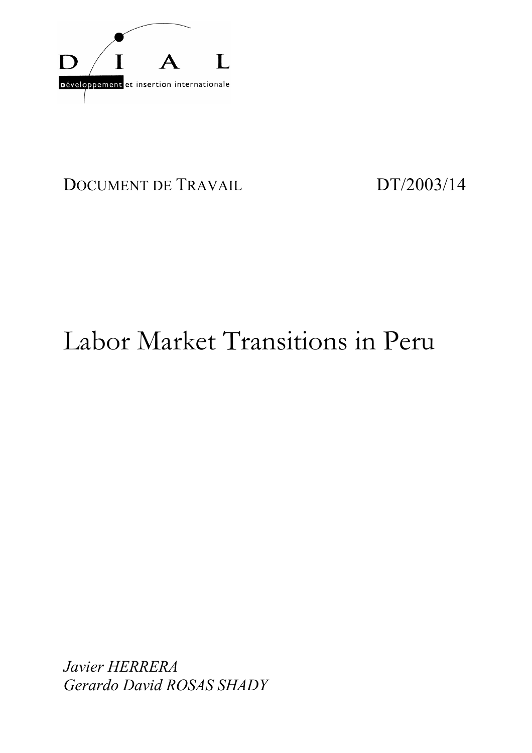D I A L

Développement et insertion internationale

DOCUMENT DE TRAVAIL DT/2003/14

# Labor Market Transitions in Peru

*Javier HERRERA*
*Gerardo David ROSAS SHADY*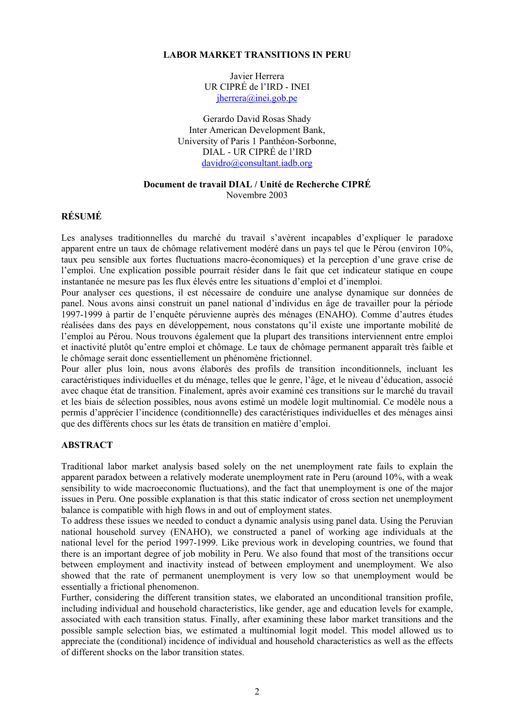**LABOR MARKET TRANSITIONS IN PERU**

Javier Herrera
UR CIPRÉ de l'IRD - INEI
jherrera@inei.gob.pe

Gerardo David Rosas Shady
Inter American Development Bank,
University of Paris 1 Panthéon-Sorbonne,
DIAL - UR CIPRÉ de l'IRD
davidro@consultant.iadb.org

**Document de travail DIAL / Unité de Recherche CIPRÉ**
Novembre 2003

## RÉSUMÉ

Les analyses traditionnelles du marché du travail s'avèrent incapables d'expliquer le paradoxe apparent entre un taux de chômage relativement modéré dans un pays tel que le Pérou (environ 10%, taux peu sensible aux fortes fluctuations macro-économiques) et la perception d'une grave crise de l'emploi. Une explication possible pourrait résider dans le fait que cet indicateur statique en coupe instantanée ne mesure pas les flux élevés entre les situations d'emploi et d'inemploi.

Pour analyser ces questions, il est nécessaire de conduire une analyse dynamique sur données de panel. Nous avons ainsi construit un panel national d'individus en âge de travailler pour la période 1997-1999 à partir de l'enquête péruvienne auprès des ménages (ENAHO). Comme d'autres études réalisées dans des pays en développement, nous constatons qu'il existe une importante mobilité de l'emploi au Pérou. Nous trouvons également que la plupart des transitions interviennent entre emploi et inactivité plutôt qu'entre emploi et chômage. Le taux de chômage permanent apparaît très faible et le chômage serait donc essentiellement un phénomène frictionnel.

Pour aller plus loin, nous avons élaborés des profils de transition inconditionnels, incluant les caractéristiques individuelles et du ménage, telles que le genre, l'âge, et le niveau d'éducation, associé avec chaque état de transition. Finalement, après avoir examiné ces transitions sur le marché du travail et les biais de sélection possibles, nous avons estimé un modèle logit multinomial. Ce modèle nous a permis d'apprécier l'incidence (conditionnelle) des caractéristiques individuelles et des ménages ainsi que des différents chocs sur les états de transition en matière d'emploi.

## ABSTRACT

Traditional labor market analysis based solely on the net unemployment rate fails to explain the apparent paradox between a relatively moderate unemployment rate in Peru (around 10%, with a weak sensibility to wide macroeconomic fluctuations), and the fact that unemployment is one of the major issues in Peru. One possible explanation is that this static indicator of cross section net unemployment balance is compatible with high flows in and out of employment states.

To address these issues we needed to conduct a dynamic analysis using panel data. Using the Peruvian national household survey (ENAHO), we constructed a panel of working age individuals at the national level for the period 1997-1999. Like previous work in developing countries, we found that there is an important degree of job mobility in Peru. We also found that most of the transitions occur between employment and inactivity instead of between employment and unemployment. We also showed that the rate of permanent unemployment is very low so that unemployment would be essentially a frictional phenomenon.

Further, considering the different transition states, we elaborated an unconditional transition profile, including individual and household characteristics, like gender, age and education levels for example, associated with each transition status. Finally, after examining these labor market transitions and the possible sample selection bias, we estimated a multinomial logit model. This model allowed us to appreciate the (conditional) incidence of individual and household characteristics as well as the effects of different shocks on the labor transition states.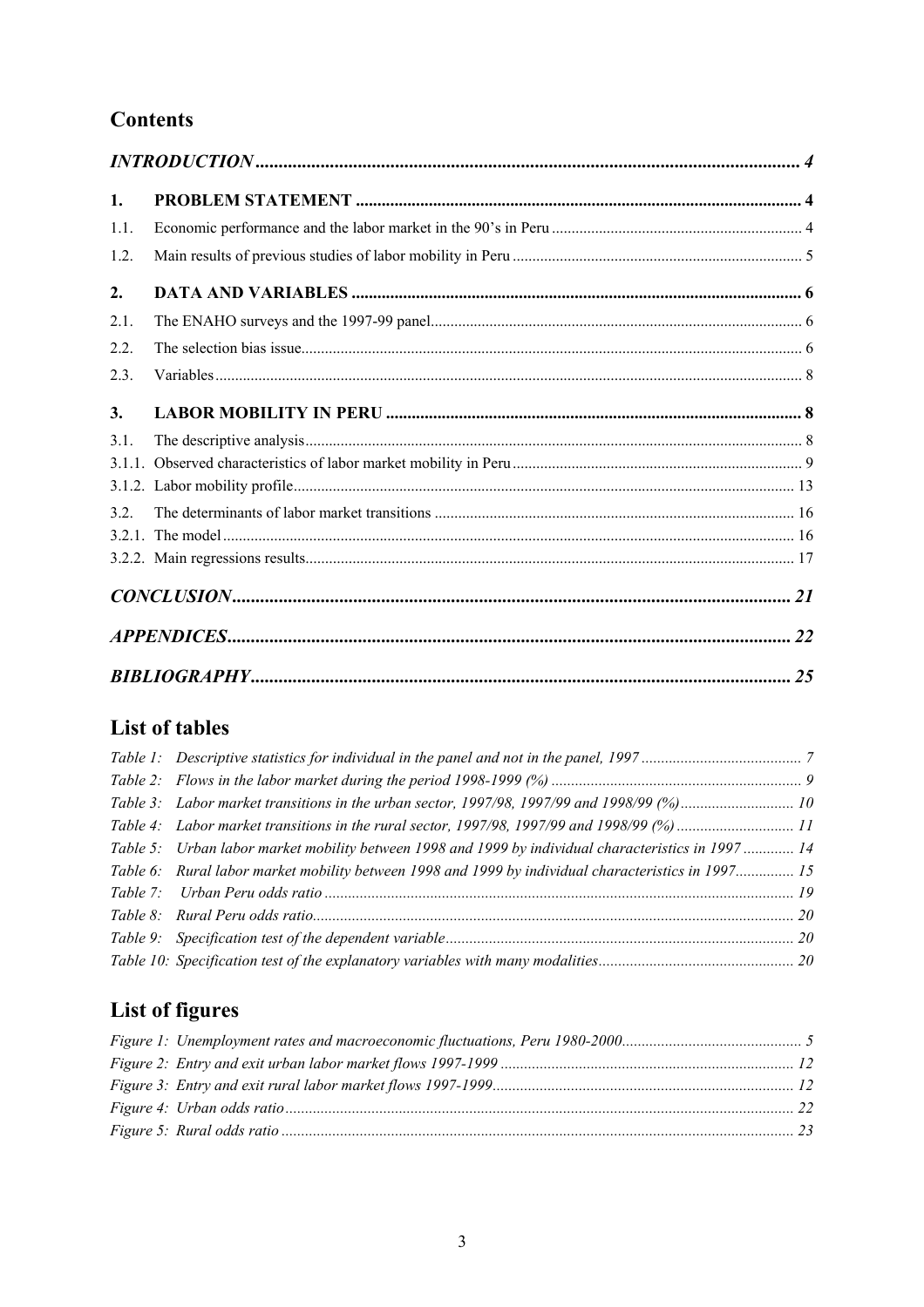## Contents

| | | |
|---|---|---|
| *INTRODUCTION* | | *4* |
| **1.** | **PROBLEM STATEMENT** | **4** |
| 1.1. | Economic performance and the labor market in the 90's in Peru | 4 |
| 1.2. | Main results of previous studies of labor mobility in Peru | 5 |
| **2.** | **DATA AND VARIABLES** | **6** |
| 2.1. | The ENAHO surveys and the 1997-99 panel | 6 |
| 2.2. | The selection bias issue | 6 |
| 2.3. | Variables | 8 |
| **3.** | **LABOR MOBILITY IN PERU** | **8** |
| 3.1. | The descriptive analysis | 8 |
| 3.1.1. | Observed characteristics of labor market mobility in Peru | 9 |
| 3.1.2. | Labor mobility profile | 13 |
| 3.2. | The determinants of labor market transitions | 16 |
| 3.2.1. | The model | 16 |
| 3.2.2. | Main regressions results | 17 |
| *CONCLUSION* | | *21* |
| *APPENDICES* | | *22* |
| *BIBLIOGRAPHY* | | *25* |

## List of tables

*Table 1: Descriptive statistics for individual in the panel and not in the panel, 1997* ........ 7
*Table 2: Flows in the labor market during the period 1998-1999 (%)* ........ 9
*Table 3: Labor market transitions in the urban sector, 1997/98, 1997/99 and 1998/99 (%)* ........ 10
*Table 4: Labor market transitions in the rural sector, 1997/98, 1997/99 and 1998/99 (%)* ........ 11
*Table 5: Urban labor market mobility between 1998 and 1999 by individual characteristics in 1997* ........ 14
*Table 6: Rural labor market mobility between 1998 and 1999 by individual characteristics in 1997* ........ 15
*Table 7: Urban Peru odds ratio* ........ 19
*Table 8: Rural Peru odds ratio* ........ 20
*Table 9: Specification test of the dependent variable* ........ 20
*Table 10: Specification test of the explanatory variables with many modalities* ........ 20

## List of figures

*Figure 1: Unemployment rates and macroeconomic fluctuations, Peru 1980-2000* ........ 5
*Figure 2: Entry and exit urban labor market flows 1997-1999* ........ 12
*Figure 3: Entry and exit rural labor market flows 1997-1999* ........ 12
*Figure 4: Urban odds ratio* ........ 22
*Figure 5: Rural odds ratio* ........ 23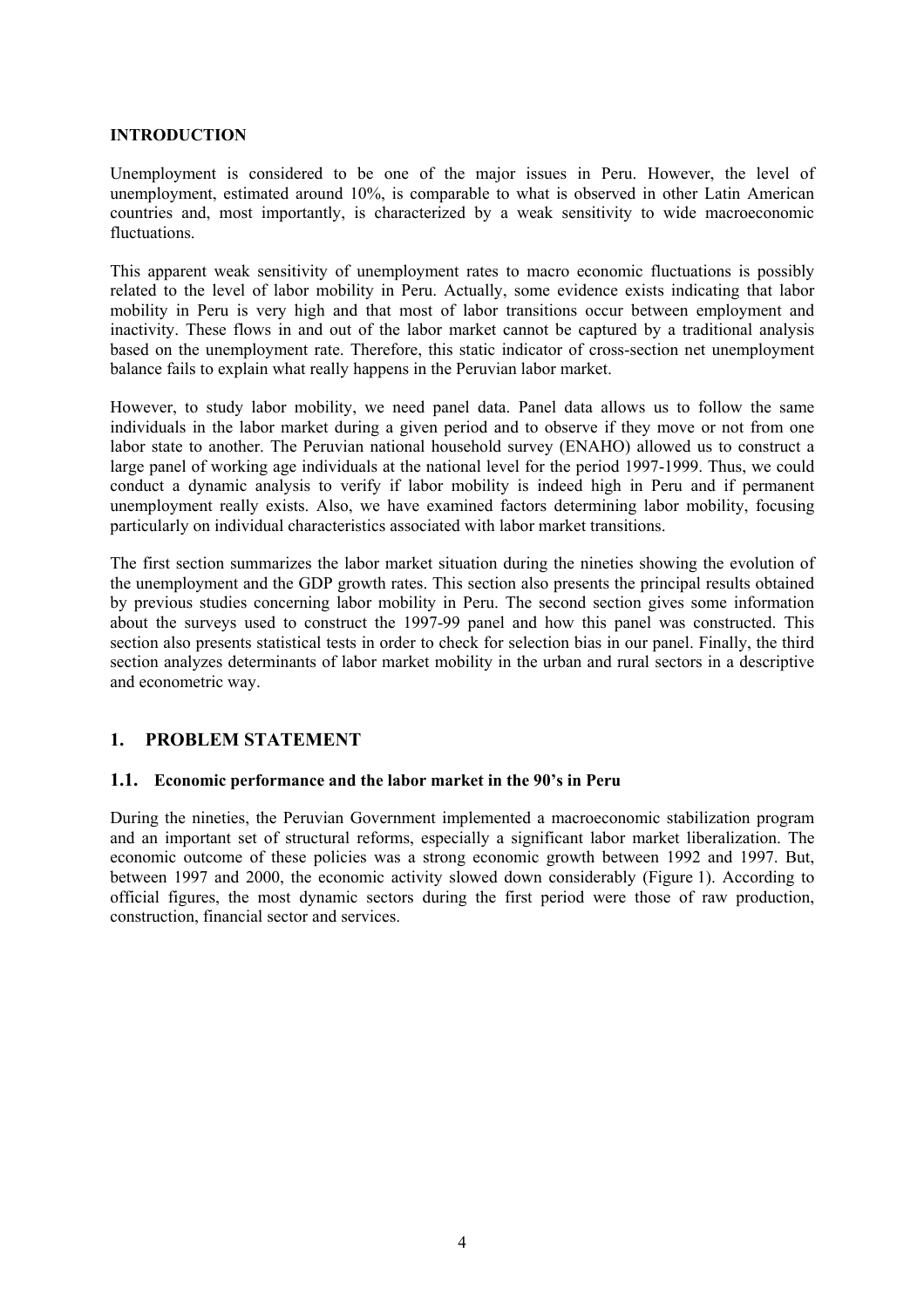## INTRODUCTION

Unemployment is considered to be one of the major issues in Peru. However, the level of unemployment, estimated around 10%, is comparable to what is observed in other Latin American countries and, most importantly, is characterized by a weak sensitivity to wide macroeconomic fluctuations.

This apparent weak sensitivity of unemployment rates to macro economic fluctuations is possibly related to the level of labor mobility in Peru. Actually, some evidence exists indicating that labor mobility in Peru is very high and that most of labor transitions occur between employment and inactivity. These flows in and out of the labor market cannot be captured by a traditional analysis based on the unemployment rate. Therefore, this static indicator of cross-section net unemployment balance fails to explain what really happens in the Peruvian labor market.

However, to study labor mobility, we need panel data. Panel data allows us to follow the same individuals in the labor market during a given period and to observe if they move or not from one labor state to another. The Peruvian national household survey (ENAHO) allowed us to construct a large panel of working age individuals at the national level for the period 1997-1999. Thus, we could conduct a dynamic analysis to verify if labor mobility is indeed high in Peru and if permanent unemployment really exists. Also, we have examined factors determining labor mobility, focusing particularly on individual characteristics associated with labor market transitions.

The first section summarizes the labor market situation during the nineties showing the evolution of the unemployment and the GDP growth rates. This section also presents the principal results obtained by previous studies concerning labor mobility in Peru. The second section gives some information about the surveys used to construct the 1997-99 panel and how this panel was constructed. This section also presents statistical tests in order to check for selection bias in our panel. Finally, the third section analyzes determinants of labor market mobility in the urban and rural sectors in a descriptive and econometric way.

## 1. PROBLEM STATEMENT

### 1.1. Economic performance and the labor market in the 90's in Peru

During the nineties, the Peruvian Government implemented a macroeconomic stabilization program and an important set of structural reforms, especially a significant labor market liberalization. The economic outcome of these policies was a strong economic growth between 1992 and 1997. But, between 1997 and 2000, the economic activity slowed down considerably (Figure 1). According to official figures, the most dynamic sectors during the first period were those of raw production, construction, financial sector and services.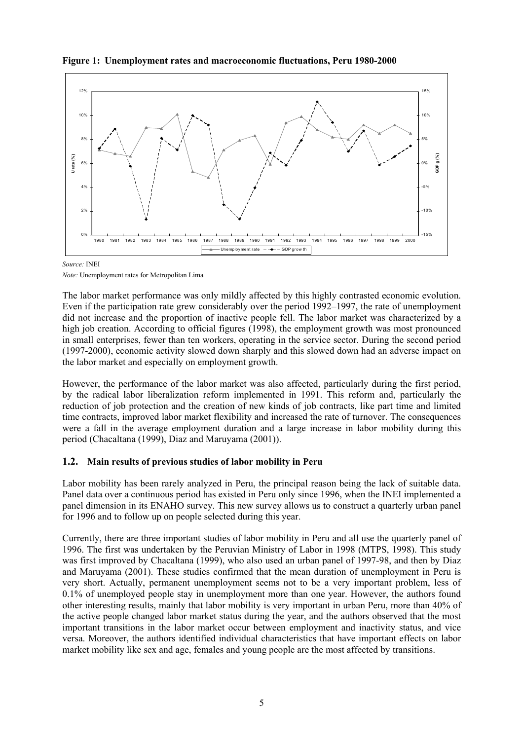**Figure 1: Unemployment rates and macroeconomic fluctuations, Peru 1980-2000**

*Source:* INEI

*Note:* Unemployment rates for Metropolitan Lima

The labor market performance was only mildly affected by this highly contrasted economic evolution. Even if the participation rate grew considerably over the period 1992–1997, the rate of unemployment did not increase and the proportion of inactive people fell. The labor market was characterized by a high job creation. According to official figures (1998), the employment growth was most pronounced in small enterprises, fewer than ten workers, operating in the service sector. During the second period (1997-2000), economic activity slowed down sharply and this slowed down had an adverse impact on the labor market and especially on employment growth.

However, the performance of the labor market was also affected, particularly during the first period, by the radical labor liberalization reform implemented in 1991. This reform and, particularly the reduction of job protection and the creation of new kinds of job contracts, like part time and limited time contracts, improved labor market flexibility and increased the rate of turnover. The consequences were a fall in the average employment duration and a large increase in labor mobility during this period (Chacaltana (1999), Diaz and Maruyama (2001)).

## 1.2. Main results of previous studies of labor mobility in Peru

Labor mobility has been rarely analyzed in Peru, the principal reason being the lack of suitable data. Panel data over a continuous period has existed in Peru only since 1996, when the INEI implemented a panel dimension in its ENAHO survey. This new survey allows us to construct a quarterly urban panel for 1996 and to follow up on people selected during this year.

Currently, there are three important studies of labor mobility in Peru and all use the quarterly panel of 1996. The first was undertaken by the Peruvian Ministry of Labor in 1998 (MTPS, 1998). This study was first improved by Chacaltana (1999), who also used an urban panel of 1997-98, and then by Diaz and Maruyama (2001). These studies confirmed that the mean duration of unemployment in Peru is very short. Actually, permanent unemployment seems not to be a very important problem, less of 0.1% of unemployed people stay in unemployment more than one year. However, the authors found other interesting results, mainly that labor mobility is very important in urban Peru, more than 40% of the active people changed labor market status during the year, and the authors observed that the most important transitions in the labor market occur between employment and inactivity status, and vice versa. Moreover, the authors identified individual characteristics that have important effects on labor market mobility like sex and age, females and young people are the most affected by transitions.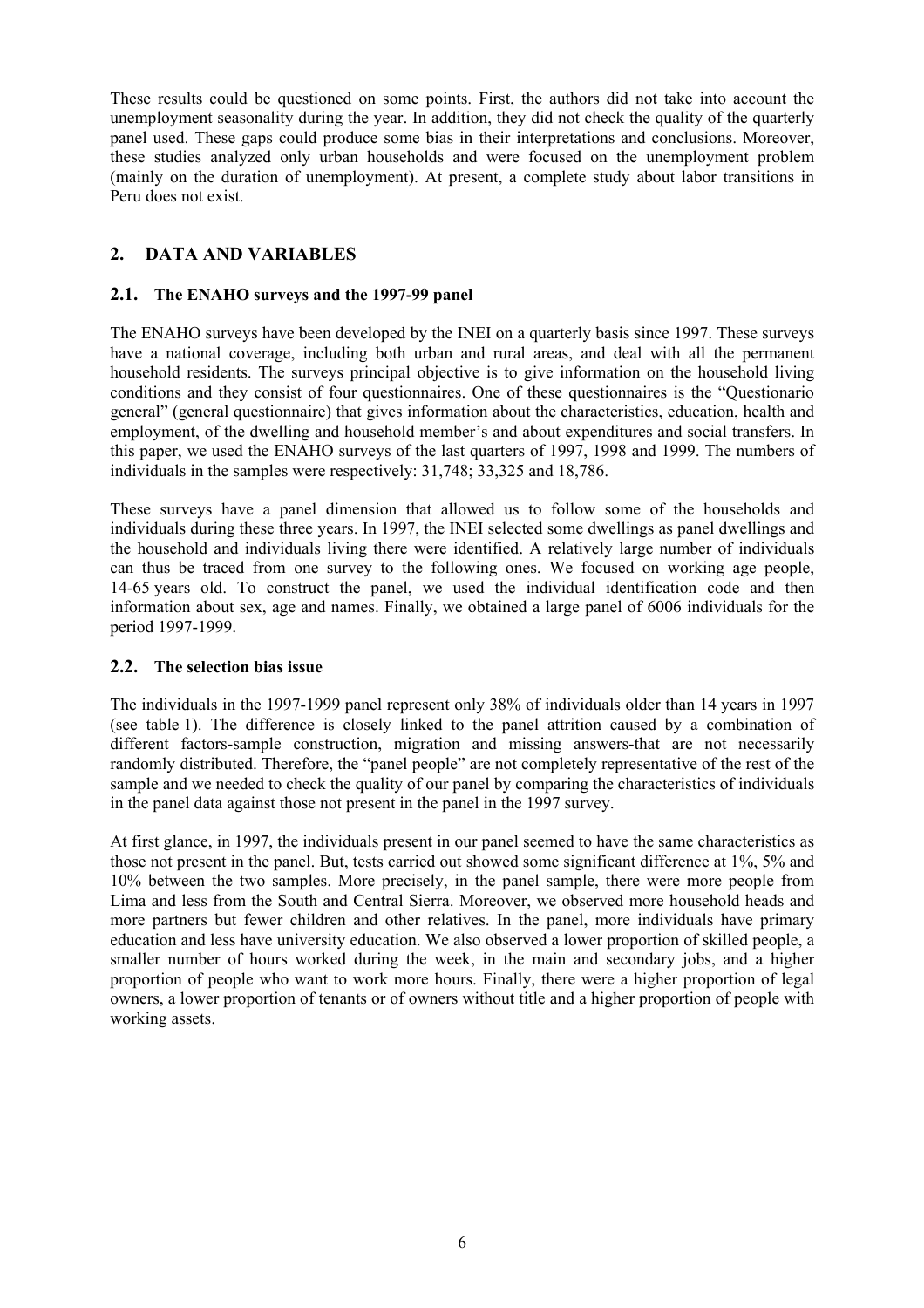These results could be questioned on some points. First, the authors did not take into account the unemployment seasonality during the year. In addition, they did not check the quality of the quarterly panel used. These gaps could produce some bias in their interpretations and conclusions. Moreover, these studies analyzed only urban households and were focused on the unemployment problem (mainly on the duration of unemployment). At present, a complete study about labor transitions in Peru does not exist.

## 2. DATA AND VARIABLES

### 2.1. The ENAHO surveys and the 1997-99 panel

The ENAHO surveys have been developed by the INEI on a quarterly basis since 1997. These surveys have a national coverage, including both urban and rural areas, and deal with all the permanent household residents. The surveys principal objective is to give information on the household living conditions and they consist of four questionnaires. One of these questionnaires is the "Questionario general" (general questionnaire) that gives information about the characteristics, education, health and employment, of the dwelling and household member's and about expenditures and social transfers. In this paper, we used the ENAHO surveys of the last quarters of 1997, 1998 and 1999. The numbers of individuals in the samples were respectively: 31,748; 33,325 and 18,786.

These surveys have a panel dimension that allowed us to follow some of the households and individuals during these three years. In 1997, the INEI selected some dwellings as panel dwellings and the household and individuals living there were identified. A relatively large number of individuals can thus be traced from one survey to the following ones. We focused on working age people, 14-65 years old. To construct the panel, we used the individual identification code and then information about sex, age and names. Finally, we obtained a large panel of 6006 individuals for the period 1997-1999.

### 2.2. The selection bias issue

The individuals in the 1997-1999 panel represent only 38% of individuals older than 14 years in 1997 (see table 1). The difference is closely linked to the panel attrition caused by a combination of different factors-sample construction, migration and missing answers-that are not necessarily randomly distributed. Therefore, the "panel people" are not completely representative of the rest of the sample and we needed to check the quality of our panel by comparing the characteristics of individuals in the panel data against those not present in the panel in the 1997 survey.

At first glance, in 1997, the individuals present in our panel seemed to have the same characteristics as those not present in the panel. But, tests carried out showed some significant difference at 1%, 5% and 10% between the two samples. More precisely, in the panel sample, there were more people from Lima and less from the South and Central Sierra. Moreover, we observed more household heads and more partners but fewer children and other relatives. In the panel, more individuals have primary education and less have university education. We also observed a lower proportion of skilled people, a smaller number of hours worked during the week, in the main and secondary jobs, and a higher proportion of people who want to work more hours. Finally, there were a higher proportion of legal owners, a lower proportion of tenants or of owners without title and a higher proportion of people with working assets.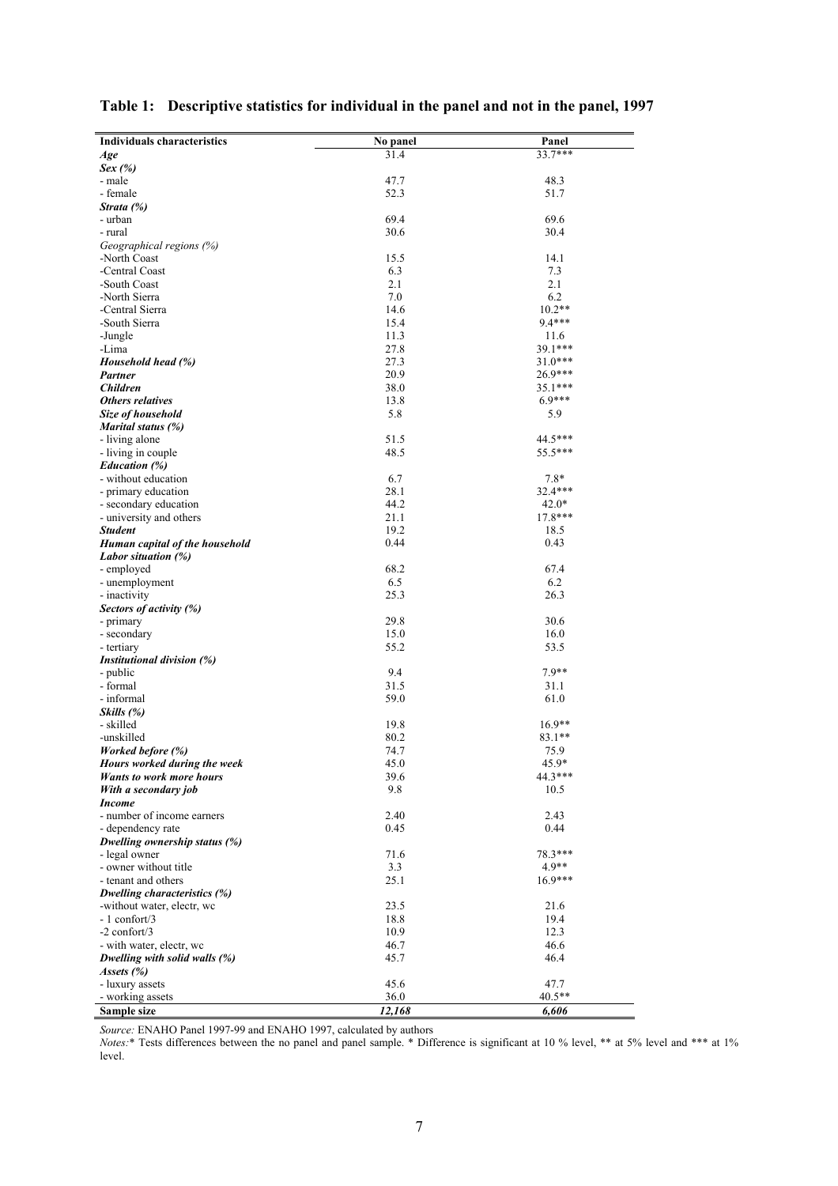## Table 1: Descriptive statistics for individual in the panel and not in the panel, 1997

| Individuals characteristics | No panel | Panel |
|---|---|---|
| ***Age*** | 31.4 | 33.7*** |
| ***Sex (%)*** | | |
| - male | 47.7 | 48.3 |
| - female | 52.3 | 51.7 |
| ***Strata (%)*** | | |
| - urban | 69.4 | 69.6 |
| - rural | 30.6 | 30.4 |
| *Geographical regions (%)* | | |
| -North Coast | 15.5 | 14.1 |
| -Central Coast | 6.3 | 7.3 |
| -South Coast | 2.1 | 2.1 |
| -North Sierra | 7.0 | 6.2 |
| -Central Sierra | 14.6 | 10.2** |
| -South Sierra | 15.4 | 9.4*** |
| -Jungle | 11.3 | 11.6 |
| -Lima | 27.8 | 39.1*** |
| ***Household head (%)*** | 27.3 | 31.0*** |
| ***Partner*** | 20.9 | 26.9*** |
| ***Children*** | 38.0 | 35.1*** |
| ***Others relatives*** | 13.8 | 6.9*** |
| ***Size of household*** | 5.8 | 5.9 |
| ***Marital status (%)*** | | |
| - living alone | 51.5 | 44.5*** |
| - living in couple | 48.5 | 55.5*** |
| ***Education (%)*** | | |
| - without education | 6.7 | 7.8* |
| - primary education | 28.1 | 32.4*** |
| - secondary education | 44.2 | 42.0* |
| - university and others | 21.1 | 17.8*** |
| ***Student*** | 19.2 | 18.5 |
| ***Human capital of the household*** | 0.44 | 0.43 |
| ***Labor situation (%)*** | | |
| - employed | 68.2 | 67.4 |
| - unemployment | 6.5 | 6.2 |
| - inactivity | 25.3 | 26.3 |
| ***Sectors of activity (%)*** | | |
| - primary | 29.8 | 30.6 |
| - secondary | 15.0 | 16.0 |
| - tertiary | 55.2 | 53.5 |
| ***Institutional division (%)*** | | |
| - public | 9.4 | 7.9** |
| - formal | 31.5 | 31.1 |
| - informal | 59.0 | 61.0 |
| ***Skills (%)*** | | |
| - skilled | 19.8 | 16.9** |
| -unskilled | 80.2 | 83.1** |
| ***Worked before (%)*** | 74.7 | 75.9 |
| ***Hours worked during the week*** | 45.0 | 45.9* |
| ***Wants to work more hours*** | 39.6 | 44.3*** |
| ***With a secondary job*** | 9.8 | 10.5 |
| ***Income*** | | |
| - number of income earners | 2.40 | 2.43 |
| - dependency rate | 0.45 | 0.44 |
| ***Dwelling ownership status (%)*** | | |
| - legal owner | 71.6 | 78.3*** |
| - owner without title | 3.3 | 4.9** |
| - tenant and others | 25.1 | 16.9*** |
| ***Dwelling characteristics (%)*** | | |
| -without water, electr, wc | 23.5 | 21.6 |
| - 1 confort/3 | 18.8 | 19.4 |
| -2 confort/3 | 10.9 | 12.3 |
| - with water, electr, wc | 46.7 | 46.6 |
| ***Dwelling with solid walls (%)*** | 45.7 | 46.4 |
| ***Assets (%)*** | | |
| - luxury assets | 45.6 | 47.7 |
| - working assets | 36.0 | 40.5** |
| **Sample size** | ***12,168*** | ***6,606*** |

*Source:* ENAHO Panel 1997-99 and ENAHO 1997, calculated by authors

*Notes:** Tests differences between the no panel and panel sample. * Difference is significant at 10 % level, ** at 5% level and *** at 1% level.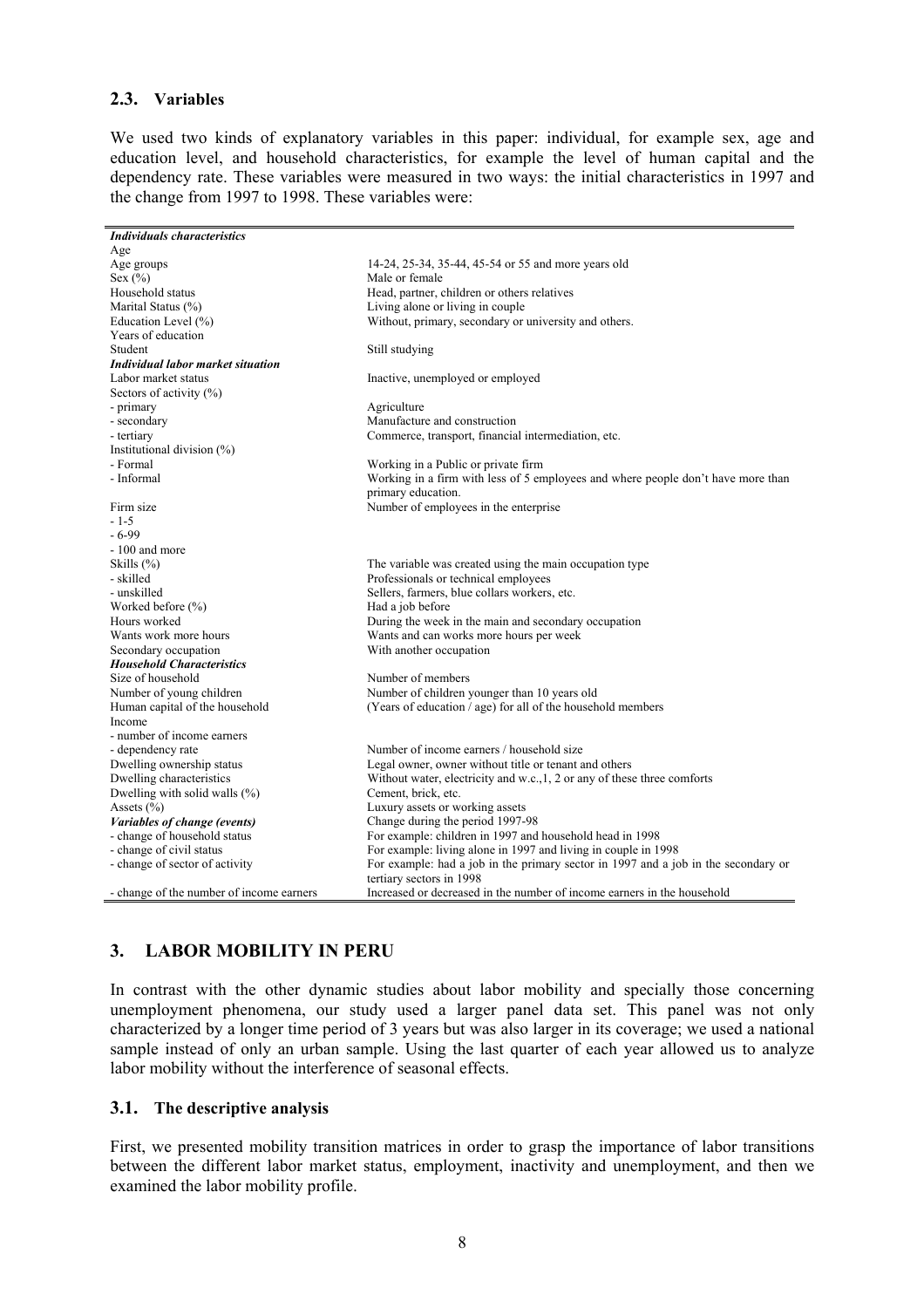### 2.3. Variables

We used two kinds of explanatory variables in this paper: individual, for example sex, age and education level, and household characteristics, for example the level of human capital and the dependency rate. These variables were measured in two ways: the initial characteristics in 1997 and the change from 1997 to 1998. These variables were:

| | |
|---|---|
| ***Individuals characteristics*** | |
| Age | |
| Age groups | 14-24, 25-34, 35-44, 45-54 or 55 and more years old |
| Sex (%) | Male or female |
| Household status | Head, partner, children or others relatives |
| Marital Status (%) | Living alone or living in couple |
| Education Level (%) | Without, primary, secondary or university and others. |
| Years of education | |
| Student | Still studying |
| ***Individual labor market situation*** | |
| Labor market status | Inactive, unemployed or employed |
| Sectors of activity (%) | |
| - primary | Agriculture |
| - secondary | Manufacture and construction |
| - tertiary | Commerce, transport, financial intermediation, etc. |
| Institutional division (%) | |
| - Formal | Working in a Public or private firm |
| - Informal | Working in a firm with less of 5 employees and where people don't have more than primary education. |
| Firm size | Number of employees in the enterprise |
| - 1-5 | |
| - 6-99 | |
| - 100 and more | |
| Skills (%) | The variable was created using the main occupation type |
| - skilled | Professionals or technical employees |
| - unskilled | Sellers, farmers, blue collars workers, etc. |
| Worked before (%) | Had a job before |
| Hours worked | During the week in the main and secondary occupation |
| Wants work more hours | Wants and can works more hours per week |
| Secondary occupation | With another occupation |
| ***Household Characteristics*** | |
| Size of household | Number of members |
| Number of young children | Number of children younger than 10 years old |
| Human capital of the household | (Years of education / age) for all of the household members |
| Income | |
| - number of income earners | |
| - dependency rate | Number of income earners / household size |
| Dwelling ownership status | Legal owner, owner without title or tenant and others |
| Dwelling characteristics | Without water, electricity and w.c.,1, 2 or any of these three comforts |
| Dwelling with solid walls (%) | Cement, brick, etc. |
| Assets (%) | Luxury assets or working assets |
| ***Variables of change (events)*** | Change during the period 1997-98 |
| - change of household status | For example: children in 1997 and household head in 1998 |
| - change of civil status | For example: living alone in 1997 and living in couple in 1998 |
| - change of sector of activity | For example: had a job in the primary sector in 1997 and a job in the secondary or tertiary sectors in 1998 |
| - change of the number of income earners | Increased or decreased in the number of income earners in the household |

## 3. LABOR MOBILITY IN PERU

In contrast with the other dynamic studies about labor mobility and specially those concerning unemployment phenomena, our study used a larger panel data set. This panel was not only characterized by a longer time period of 3 years but was also larger in its coverage; we used a national sample instead of only an urban sample. Using the last quarter of each year allowed us to analyze labor mobility without the interference of seasonal effects.

### 3.1. The descriptive analysis

First, we presented mobility transition matrices in order to grasp the importance of labor transitions between the different labor market status, employment, inactivity and unemployment, and then we examined the labor mobility profile.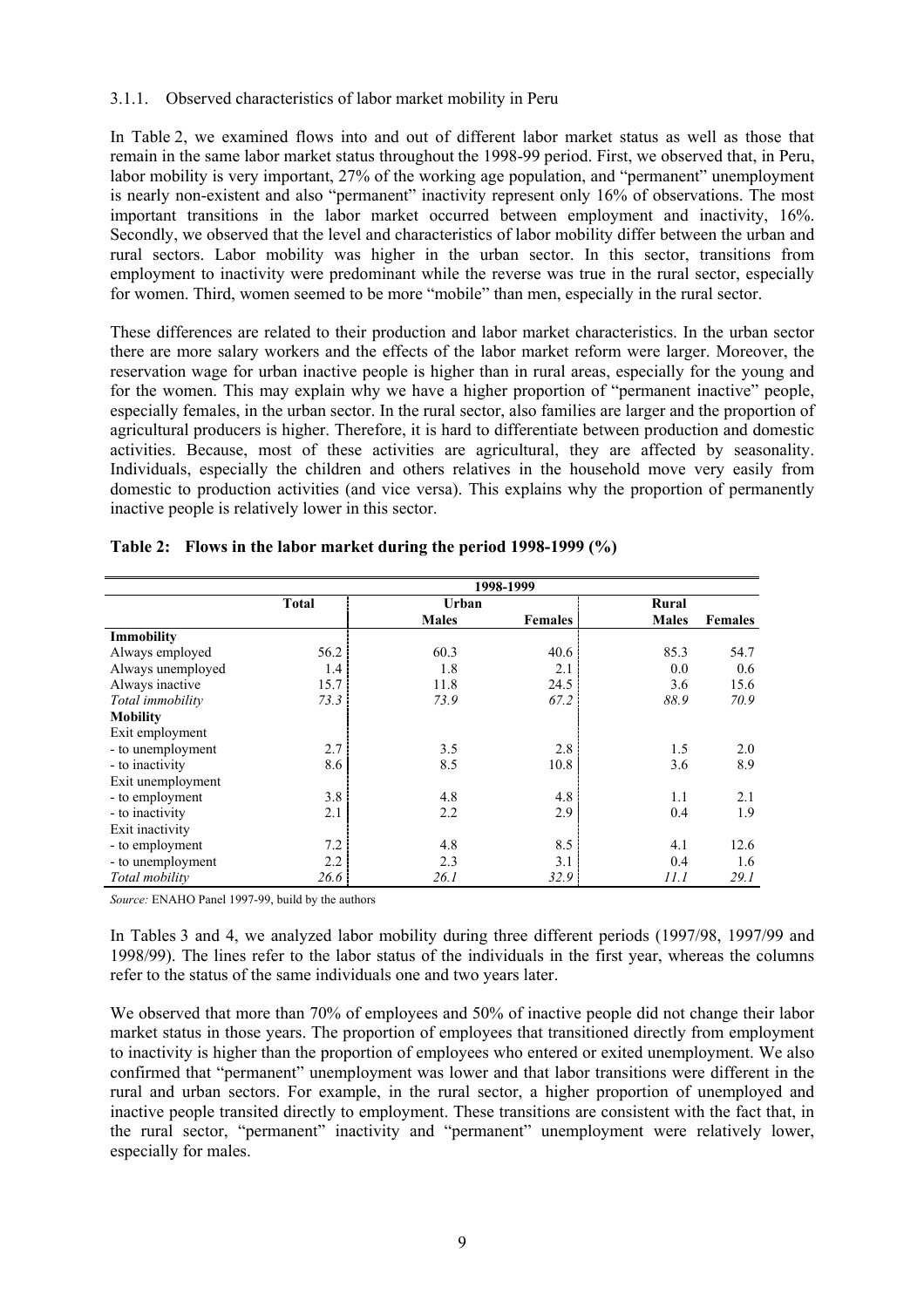### 3.1.1. Observed characteristics of labor market mobility in Peru

In Table 2, we examined flows into and out of different labor market status as well as those that remain in the same labor market status throughout the 1998-99 period. First, we observed that, in Peru, labor mobility is very important, 27% of the working age population, and "permanent" unemployment is nearly non-existent and also "permanent" inactivity represent only 16% of observations. The most important transitions in the labor market occurred between employment and inactivity, 16%. Secondly, we observed that the level and characteristics of labor mobility differ between the urban and rural sectors. Labor mobility was higher in the urban sector. In this sector, transitions from employment to inactivity were predominant while the reverse was true in the rural sector, especially for women. Third, women seemed to be more "mobile" than men, especially in the rural sector.

These differences are related to their production and labor market characteristics. In the urban sector there are more salary workers and the effects of the labor market reform were larger. Moreover, the reservation wage for urban inactive people is higher than in rural areas, especially for the young and for the women. This may explain why we have a higher proportion of "permanent inactive" people, especially females, in the urban sector. In the rural sector, also families are larger and the proportion of agricultural producers is higher. Therefore, it is hard to differentiate between production and domestic activities. Because, most of these activities are agricultural, they are affected by seasonality. Individuals, especially the children and others relatives in the household move very easily from domestic to production activities (and vice versa). This explains why the proportion of permanently inactive people is relatively lower in this sector.

**Table 2: Flows in the labor market during the period 1998-1999 (%)**

| | 1998-1999 | | | | |
|---|---|---|---|---|---|
| | Total | Urban | | Rural | |
| | | Males | Females | Males | Females |
| **Immobility** | | | | | |
| Always employed | 56.2 | 60.3 | 40.6 | 85.3 | 54.7 |
| Always unemployed | 1.4 | 1.8 | 2.1 | 0.0 | 0.6 |
| Always inactive | 15.7 | 11.8 | 24.5 | 3.6 | 15.6 |
| *Total immobility* | *73.3* | *73.9* | *67.2* | *88.9* | *70.9* |
| **Mobility** | | | | | |
| Exit employment | | | | | |
| - to unemployment | 2.7 | 3.5 | 2.8 | 1.5 | 2.0 |
| - to inactivity | 8.6 | 8.5 | 10.8 | 3.6 | 8.9 |
| Exit unemployment | | | | | |
| - to employment | 3.8 | 4.8 | 4.8 | 1.1 | 2.1 |
| - to inactivity | 2.1 | 2.2 | 2.9 | 0.4 | 1.9 |
| Exit inactivity | | | | | |
| - to employment | 7.2 | 4.8 | 8.5 | 4.1 | 12.6 |
| - to unemployment | 2.2 | 2.3 | 3.1 | 0.4 | 1.6 |
| *Total mobility* | *26.6* | *26.1* | *32.9* | *11.1* | *29.1* |

*Source:* ENAHO Panel 1997-99, build by the authors

In Tables 3 and 4, we analyzed labor mobility during three different periods (1997/98, 1997/99 and 1998/99). The lines refer to the labor status of the individuals in the first year, whereas the columns refer to the status of the same individuals one and two years later.

We observed that more than 70% of employees and 50% of inactive people did not change their labor market status in those years. The proportion of employees that transitioned directly from employment to inactivity is higher than the proportion of employees who entered or exited unemployment. We also confirmed that "permanent" unemployment was lower and that labor transitions were different in the rural and urban sectors. For example, in the rural sector, a higher proportion of unemployed and inactive people transited directly to employment. These transitions are consistent with the fact that, in the rural sector, "permanent" inactivity and "permanent" unemployment were relatively lower, especially for males.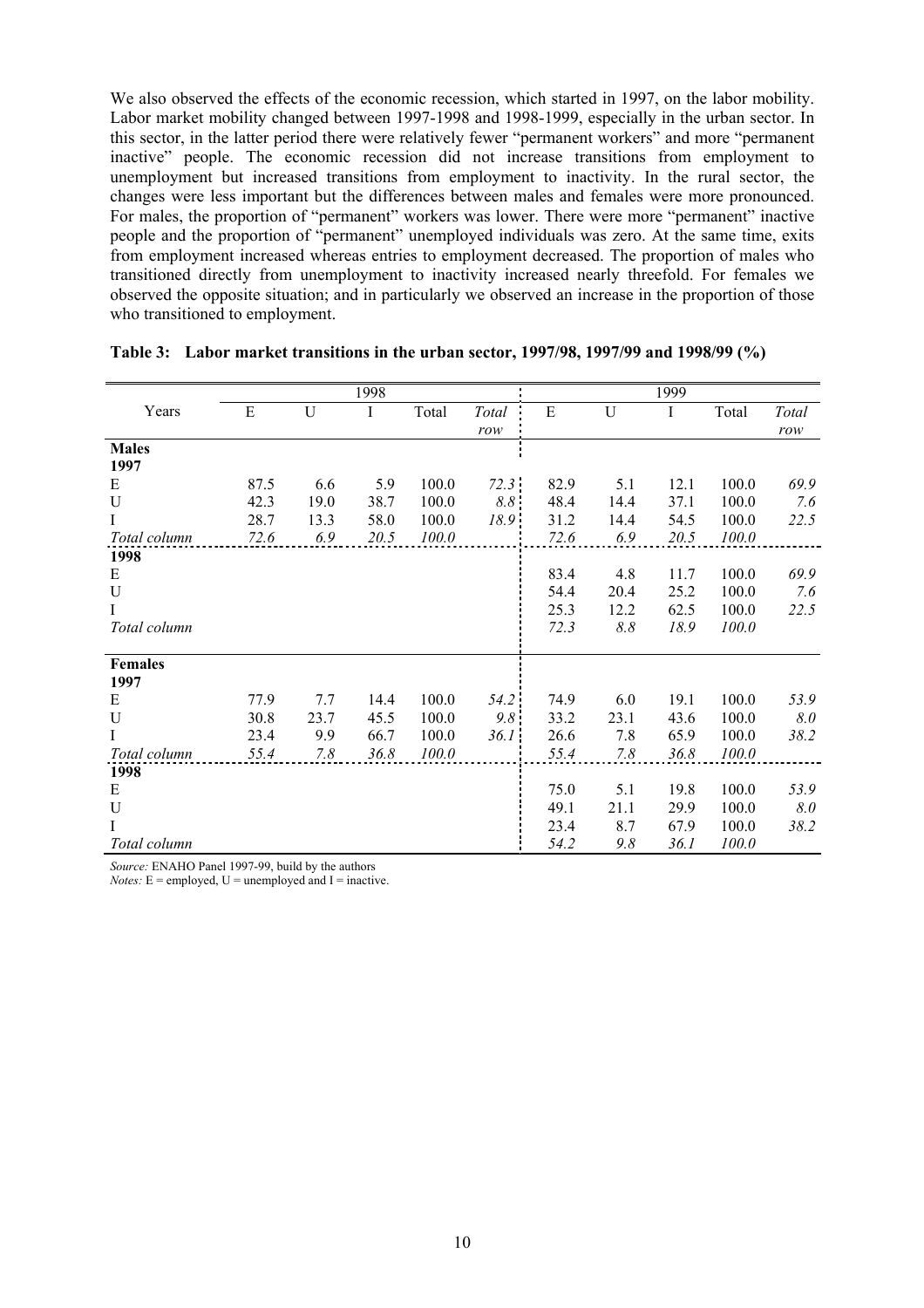We also observed the effects of the economic recession, which started in 1997, on the labor mobility. Labor market mobility changed between 1997-1998 and 1998-1999, especially in the urban sector. In this sector, in the latter period there were relatively fewer "permanent workers" and more "permanent inactive" people. The economic recession did not increase transitions from employment to unemployment but increased transitions from employment to inactivity. In the rural sector, the changes were less important but the differences between males and females were more pronounced. For males, the proportion of "permanent" workers was lower. There were more "permanent" inactive people and the proportion of "permanent" unemployed individuals was zero. At the same time, exits from employment increased whereas entries to employment decreased. The proportion of males who transitioned directly from unemployment to inactivity increased nearly threefold. For females we observed the opposite situation; and in particularly we observed an increase in the proportion of those who transitioned to employment.

**Table 3: Labor market transitions in the urban sector, 1997/98, 1997/99 and 1998/99 (%)**

| | 1998 | | | | | 1999 | | | | |
|---|---|---|---|---|---|---|---|---|---|---|
| Years | E | U | I | Total | *Total row* | E | U | I | Total | *Total row* |
| **Males** | | | | | | | | | | |
| **1997** | | | | | | | | | | |
| E | 87.5 | 6.6 | 5.9 | 100.0 | *72.3* | 82.9 | 5.1 | 12.1 | 100.0 | *69.9* |
| U | 42.3 | 19.0 | 38.7 | 100.0 | *8.8* | 48.4 | 14.4 | 37.1 | 100.0 | *7.6* |
| I | 28.7 | 13.3 | 58.0 | 100.0 | *18.9* | 31.2 | 14.4 | 54.5 | 100.0 | *22.5* |
| *Total column* | *72.6* | *6.9* | *20.5* | *100.0* | | *72.6* | *6.9* | *20.5* | *100.0* | |
| **1998** | | | | | | | | | | |
| E | | | | | | 83.4 | 4.8 | 11.7 | 100.0 | *69.9* |
| U | | | | | | 54.4 | 20.4 | 25.2 | 100.0 | *7.6* |
| I | | | | | | 25.3 | 12.2 | 62.5 | 100.0 | *22.5* |
| *Total column* | | | | | | *72.3* | *8.8* | *18.9* | *100.0* | |
| **Females** | | | | | | | | | | |
| **1997** | | | | | | | | | | |
| E | 77.9 | 7.7 | 14.4 | 100.0 | *54.2* | 74.9 | 6.0 | 19.1 | 100.0 | *53.9* |
| U | 30.8 | 23.7 | 45.5 | 100.0 | *9.8* | 33.2 | 23.1 | 43.6 | 100.0 | *8.0* |
| I | 23.4 | 9.9 | 66.7 | 100.0 | *36.1* | 26.6 | 7.8 | 65.9 | 100.0 | *38.2* |
| *Total column* | *55.4* | *7.8* | *36.8* | *100.0* | | *55.4* | *7.8* | *36.8* | *100.0* | |
| **1998** | | | | | | | | | | |
| E | | | | | | 75.0 | 5.1 | 19.8 | 100.0 | *53.9* |
| U | | | | | | 49.1 | 21.1 | 29.9 | 100.0 | *8.0* |
| I | | | | | | 23.4 | 8.7 | 67.9 | 100.0 | *38.2* |
| *Total column* | | | | | | *54.2* | *9.8* | *36.1* | *100.0* | |

*Source:* ENAHO Panel 1997-99, build by the authors
*Notes:* E = employed, U = unemployed and I = inactive.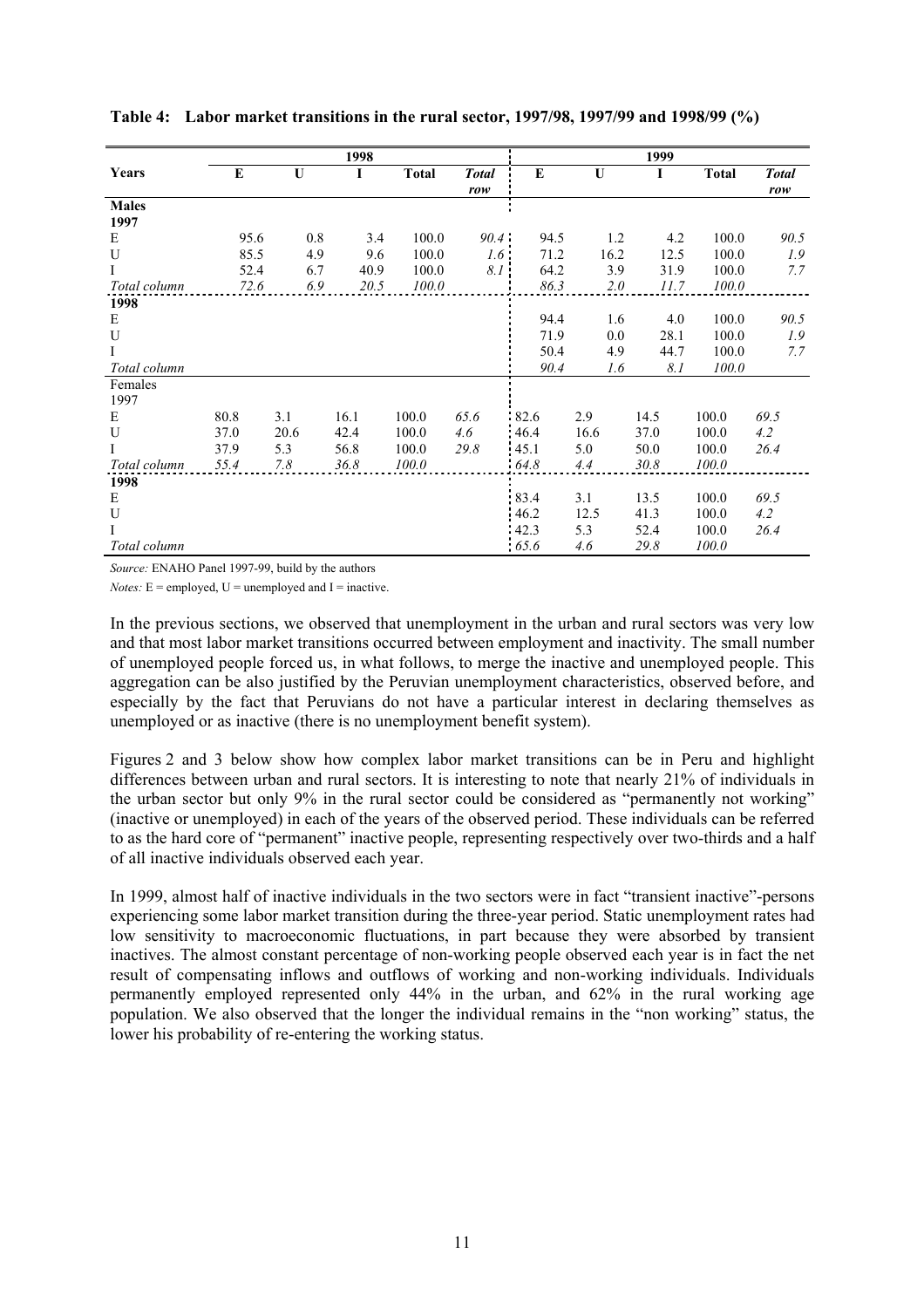**Table 4: Labor market transitions in the rural sector, 1997/98, 1997/99 and 1998/99 (%)**

| Years | 1998 | | | | | 1999 | | | | |
|---|---|---|---|---|---|---|---|---|---|---|
| | E | U | I | Total | *Total row* | E | U | I | Total | *Total row* |
| **Males** | | | | | | | | | | |
| **1997** | | | | | | | | | | |
| E | 95.6 | 0.8 | 3.4 | 100.0 | *90.4* | 94.5 | 1.2 | 4.2 | 100.0 | *90.5* |
| U | 85.5 | 4.9 | 9.6 | 100.0 | *1.6* | 71.2 | 16.2 | 12.5 | 100.0 | *1.9* |
| I | 52.4 | 6.7 | 40.9 | 100.0 | *8.1* | 64.2 | 3.9 | 31.9 | 100.0 | *7.7* |
| *Total column* | *72.6* | *6.9* | *20.5* | *100.0* | | *86.3* | *2.0* | *11.7* | *100.0* | |
| **1998** | | | | | | | | | | |
| E | | | | | | 94.4 | 1.6 | 4.0 | 100.0 | *90.5* |
| U | | | | | | 71.9 | 0.0 | 28.1 | 100.0 | *1.9* |
| I | | | | | | 50.4 | 4.9 | 44.7 | 100.0 | *7.7* |
| *Total column* | | | | | | *90.4* | *1.6* | *8.1* | *100.0* | |
| Females | | | | | | | | | | |
| 1997 | | | | | | | | | | |
| E | 80.8 | 3.1 | 16.1 | 100.0 | *65.6* | 82.6 | 2.9 | 14.5 | 100.0 | *69.5* |
| U | 37.0 | 20.6 | 42.4 | 100.0 | *4.6* | 46.4 | 16.6 | 37.0 | 100.0 | *4.2* |
| I | 37.9 | 5.3 | 56.8 | 100.0 | *29.8* | 45.1 | 5.0 | 50.0 | 100.0 | *26.4* |
| *Total column* | *55.4* | *7.8* | *36.8* | *100.0* | | *64.8* | *4.4* | *30.8* | *100.0* | |
| **1998** | | | | | | | | | | |
| E | | | | | | 83.4 | 3.1 | 13.5 | 100.0 | *69.5* |
| U | | | | | | 46.2 | 12.5 | 41.3 | 100.0 | *4.2* |
| I | | | | | | 42.3 | 5.3 | 52.4 | 100.0 | *26.4* |
| *Total column* | | | | | | *65.6* | *4.6* | *29.8* | *100.0* | |

*Source:* ENAHO Panel 1997-99, build by the authors

*Notes:* E = employed, U = unemployed and I = inactive.

In the previous sections, we observed that unemployment in the urban and rural sectors was very low and that most labor market transitions occurred between employment and inactivity. The small number of unemployed people forced us, in what follows, to merge the inactive and unemployed people. This aggregation can be also justified by the Peruvian unemployment characteristics, observed before, and especially by the fact that Peruvians do not have a particular interest in declaring themselves as unemployed or as inactive (there is no unemployment benefit system).

Figures 2 and 3 below show how complex labor market transitions can be in Peru and highlight differences between urban and rural sectors. It is interesting to note that nearly 21% of individuals in the urban sector but only 9% in the rural sector could be considered as "permanently not working" (inactive or unemployed) in each of the years of the observed period. These individuals can be referred to as the hard core of "permanent" inactive people, representing respectively over two-thirds and a half of all inactive individuals observed each year.

In 1999, almost half of inactive individuals in the two sectors were in fact "transient inactive"-persons experiencing some labor market transition during the three-year period. Static unemployment rates had low sensitivity to macroeconomic fluctuations, in part because they were absorbed by transient inactives. The almost constant percentage of non-working people observed each year is in fact the net result of compensating inflows and outflows of working and non-working individuals. Individuals permanently employed represented only 44% in the urban, and 62% in the rural working age population. We also observed that the longer the individual remains in the "non working" status, the lower his probability of re-entering the working status.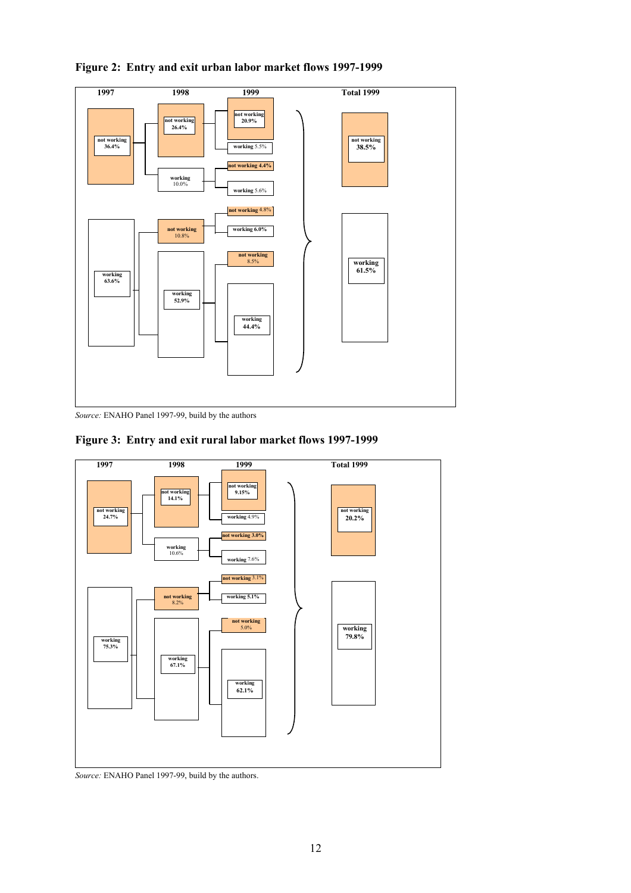**Figure 2: Entry and exit urban labor market flows 1997-1999**

| 1997 | 1998 | 1999 | Total 1999 |
|---|---|---|---|
| not working 36.4% | not working 26.4% | not working 20.9% | not working 38.5% |
| | | working 5.5% | |
| | working 10.0% | not working 4.4% | |
| | | working 5.6% | |
| working 63.6% | not working 10.8% | not working 4.8% | working 61.5% |
| | | working 6.0% | |
| | working 52.9% | not working 8.5% | |
| | | working 44.4% | |

*Source:* ENAHO Panel 1997-99, build by the authors

**Figure 3: Entry and exit rural labor market flows 1997-1999**

| 1997 | 1998 | 1999 | Total 1999 |
|---|---|---|---|
| not working 24.7% | not working 14.1% | not working 9.15% | not working 20.2% |
| | | working 4.9% | |
| | working 10.6% | not working 3.0% | |
| | | working 7.6% | |
| working 75.3% | not working 8.2% | not working 3.1% | working 79.8% |
| | | working 5.1% | |
| | working 67.1% | not working 5.0% | |
| | | working 62.1% | |

*Source:* ENAHO Panel 1997-99, build by the authors.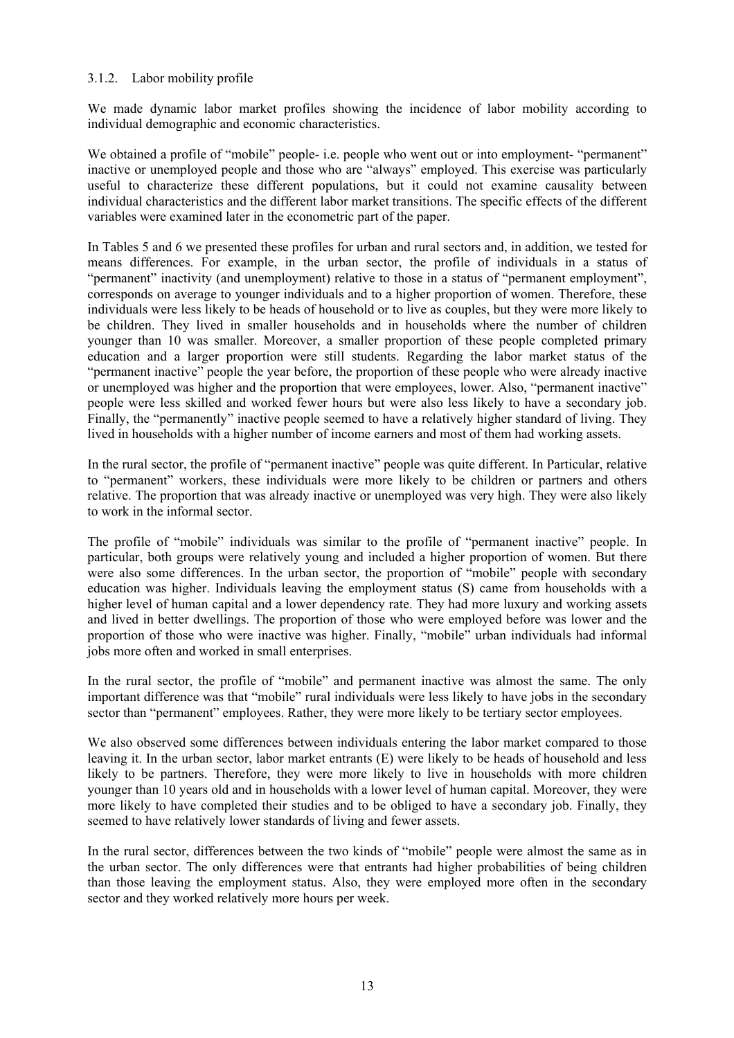### 3.1.2. Labor mobility profile

We made dynamic labor market profiles showing the incidence of labor mobility according to individual demographic and economic characteristics.

We obtained a profile of "mobile" people- i.e. people who went out or into employment- "permanent" inactive or unemployed people and those who are "always" employed. This exercise was particularly useful to characterize these different populations, but it could not examine causality between individual characteristics and the different labor market transitions. The specific effects of the different variables were examined later in the econometric part of the paper.

In Tables 5 and 6 we presented these profiles for urban and rural sectors and, in addition, we tested for means differences. For example, in the urban sector, the profile of individuals in a status of "permanent" inactivity (and unemployment) relative to those in a status of "permanent employment", corresponds on average to younger individuals and to a higher proportion of women. Therefore, these individuals were less likely to be heads of household or to live as couples, but they were more likely to be children. They lived in smaller households and in households where the number of children younger than 10 was smaller. Moreover, a smaller proportion of these people completed primary education and a larger proportion were still students. Regarding the labor market status of the "permanent inactive" people the year before, the proportion of these people who were already inactive or unemployed was higher and the proportion that were employees, lower. Also, "permanent inactive" people were less skilled and worked fewer hours but were also less likely to have a secondary job. Finally, the "permanently" inactive people seemed to have a relatively higher standard of living. They lived in households with a higher number of income earners and most of them had working assets.

In the rural sector, the profile of "permanent inactive" people was quite different. In Particular, relative to "permanent" workers, these individuals were more likely to be children or partners and others relative. The proportion that was already inactive or unemployed was very high. They were also likely to work in the informal sector.

The profile of "mobile" individuals was similar to the profile of "permanent inactive" people. In particular, both groups were relatively young and included a higher proportion of women. But there were also some differences. In the urban sector, the proportion of "mobile" people with secondary education was higher. Individuals leaving the employment status (S) came from households with a higher level of human capital and a lower dependency rate. They had more luxury and working assets and lived in better dwellings. The proportion of those who were employed before was lower and the proportion of those who were inactive was higher. Finally, "mobile" urban individuals had informal jobs more often and worked in small enterprises.

In the rural sector, the profile of "mobile" and permanent inactive was almost the same. The only important difference was that "mobile" rural individuals were less likely to have jobs in the secondary sector than "permanent" employees. Rather, they were more likely to be tertiary sector employees.

We also observed some differences between individuals entering the labor market compared to those leaving it. In the urban sector, labor market entrants (E) were likely to be heads of household and less likely to be partners. Therefore, they were more likely to live in households with more children younger than 10 years old and in households with a lower level of human capital. Moreover, they were more likely to have completed their studies and to be obliged to have a secondary job. Finally, they seemed to have relatively lower standards of living and fewer assets.

In the rural sector, differences between the two kinds of "mobile" people were almost the same as in the urban sector. The only differences were that entrants had higher probabilities of being children than those leaving the employment status. Also, they were employed more often in the secondary sector and they worked relatively more hours per week.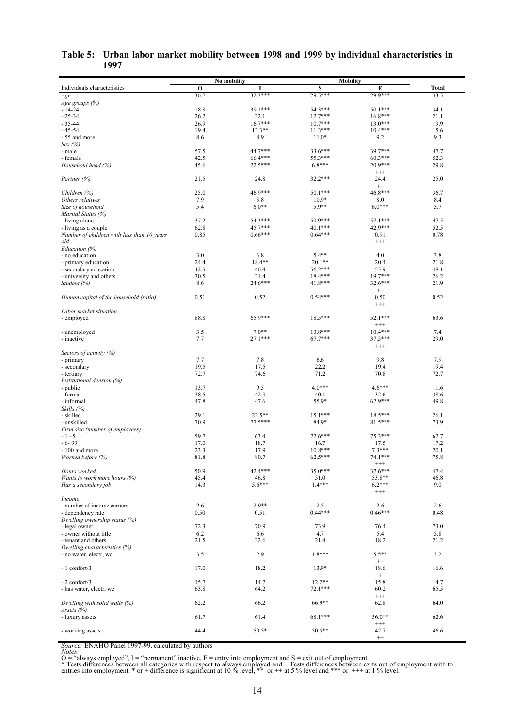## Table 5: Urban labor market mobility between 1998 and 1999 by individual characteristics in 1997

| Individuals characteristics | No mobility | | Mobility | | Total |
|---|---|---|---|---|---|
| | O | I | S | E | |
| *Age* | 36.7 | 32.3*** | 29.5*** | 29.9*** | 33.5 |
| *Age groups (%)* | | | | | |
| - 14-24 | 18.8 | 39.1*** | 54.3*** | 50.1*** | 34.1 |
| - 25-34 | 26.2 | 22.1 | 12.7*** | 16.8*** | 21.1 |
| - 35-44 | 26.9 | 16.7*** | 10.7*** | 13.0*** | 19.9 |
| - 45-54 | 19.4 | 13.3** | 11.3*** | 10.4*** | 15.6 |
| - 55 and more | 8.6 | 8.9 | 11.0* | 9.2 | 9.3 |
| *Sex (%)* | | | | | |
| - male | 57.5 | 44.7*** | 33.6*** | 39.7*** | 47.7 |
| - female | 42.5 | 66.4*** | 55.3*** | 60.3*** | 52.3 |
| *Household head (%)* | 45.6 | 22.5*** | 6.8*** | 20.9*** +++ | 29.8 |
| *Partner (%)* | 21.5 | 24.8 | 32.2*** | 24.4 ++ | 25.0 |
| *Children (%)* | 25.0 | 46.9*** | 50.1*** | 46.8*** | 36.7 |
| *Others relatives* | 7.9 | 5.8 | 10.9* | 8.0 | 8.4 |
| *Size of household* | 5.4 | 6.0** | 5.9** | 6.0*** | 5.7 |
| *Marital Status (%)* | | | | | |
| - living alone | 37.2 | 54.3*** | 59.9*** | 57.1*** | 47.5 |
| - living as a couple | 62.8 | 45.7*** | 40.1*** | 42.9*** | 52.5 |
| *Number of children with less than 10 years old* | 0.85 | 0.66*** | 0.64*** | 0.91 +++ | 0.78 |
| *Education (%)* | | | | | |
| - no education | 3.0 | 3.8 | 5.4** | 4.0 | 3.8 |
| - primary education | 24.4 | 18.4** | 20.1** | 20.4 | 21.8 |
| - secondary education | 42.5 | 46.4 | 56.2*** | 55.9 | 48.1 |
| - university and others | 30.5 | 31.4 | 18.4*** | 19.7*** | 26.2 |
| *Student (%)* | 8.6 | 24.6*** | 41.8*** | 32.6*** ++ | 21.9 |
| *Human capital of the household (ratio)* | 0.51 | 0.52 | 0.54*** | 0.50 +++ | 0.52 |
| *Labor market situation* | | | | | |
| - employed | 88.8 | 65.9*** | 18.5*** | 52.1*** +++ | 63.6 |
| - unemployed | 3.5 | 7.0** | 13.8*** | 10.4*** | 7.4 |
| - inactive | 7.7 | 27.1*** | 67.7*** | 37.5*** +++ | 29.0 |
| *Sectors of activity (%)* | | | | | |
| - primary | 7.7 | 7.8 | 6.6 | 9.8 | 7.9 |
| - secondary | 19.5 | 17.5 | 22.2 | 19.4 | 19.4 |
| - tertiary | 72.7 | 74.6 | 71.2 | 70.8 | 72.7 |
| *Institutional division (%)* | | | | | |
| - public | 13.7 | 9.5 | 4.0*** | 4.6*** | 11.6 |
| - formal | 38.5 | 42.9 | 40.1 | 32.6 | 38.6 |
| - informal | 47.8 | 47.6 | 55.9* | 62.9*** | 49.8 |
| *Skills (%)* | | | | | |
| - skilled | 29.1 | 22.5** | 15.1*** | 18.5*** | 26.1 |
| - unskilled | 70.9 | 77.5*** | 84.9* | 81.5*** | 73.9 |
| *Firm size (number of employees)* | | | | | |
| - 1 –5 | 59.7 | 63.4 | 72.6*** | 75.3*** | 62.7 |
| - 6- 99 | 17.0 | 18.7 | 16.7 | 17.5 | 17.2 |
| - 100 and more | 23.3 | 17.9 | 10.8*** | 7.3*** | 20.1 |
| *Worked before (%)* | 81.8 | 80.7 | 62.5*** | 74.1*** +++ | 75.8 |
| *Hours worked* | 50.9 | 42.4*** | 35.0*** | 37.6*** | 47.4 |
| *Wants to work more hours (%)* | 45.4 | 46.8 | 51.0 | 53.8** | 46.8 |
| *Has a secondary job* | 14.3 | 5.6*** | 1.4*** | 6.2*** +++ | 9.0 |
| *Income* | | | | | |
| - number of income earners | 2.6 | 2.9** | 2.5 | 2.6 | 2.6 |
| - dependency rate | 0.50 | 0.51 | 0.44*** | 0.46*** | 0.48 |
| *Dwelling ownership status (%)* | | | | | |
| - legal owner | 72.3 | 70.9 | 73.9 | 76.4 | 73.0 |
| - owner without title | 6.2 | 6.6 | 4.7 | 5.4 | 5.8 |
| - tenant and others | 21.5 | 22.6 | 21.4 | 18.2 | 21.2 |
| *Dwelling characteristics (%)* | | | | | |
| - no water, electr, wc | 3.5 | 2.9 | 1.8*** | 5.5** ++ | 3.2 |
| - 1 confort/3 | 17.0 | 18.2 | 13.9* | 18.6 + | 16.6 |
| - 2 confort/3 | 15.7 | 14.7 | 12.2** | 15.8 | 14.7 |
| - has water, electr, wc | 63.8 | 64.2 | 72.1*** | 60.2 +++ | 65.5 |
| *Dwelling with solid walls (%)* | 62.2 | 66.2 | 66.9** | 62.8 | 64.0 |
| *Assets (%)* | | | | | |
| - luxury assets | 61.7 | 61.4 | 68.1*** | 56.0** +++ | 62.6 |
| - working assets | 44.4 | 50.5* | 50.5** | 42.7 ++ | 46.6 |

*Source:* ENAHO Panel 1997-99, calculated by authors

*Notes:*

O = "always employed", I = "permanent" inactive, E = entry into employment and S = exit out of employment.

\* Tests differences between all categories with respect to always employed and + Tests differences between exits out of employment with to entries into employment. * or + difference is significant at 10 % level, ** or ++ at 5 % level and *** or +++ at 1 % level.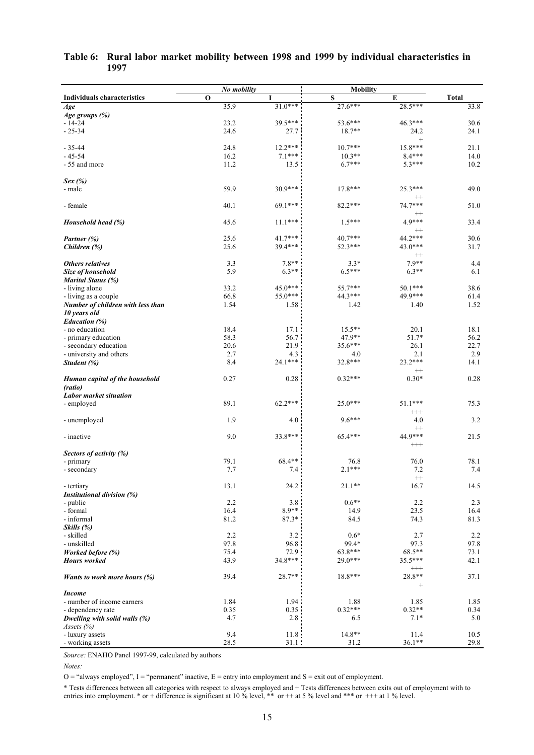## Table 6: Rural labor market mobility between 1998 and 1999 by individual characteristics in 1997

| | No mobility | | Mobility | | |
|---|---|---|---|---|---|
| **Individuals characteristics** | **O** | **I** | **S** | **E** | **Total** |
| ***Age*** | 35.9 | 31.0*** | 27.6*** | 28.5*** | 33.8 |
| ***Age groups (%)*** | | | | | |
| - 14-24 | 23.2 | 39.5*** | 53.6*** | 46.3*** | 30.6 |
| - 25-34 | 24.6 | 27.7 | 18.7** | 24.2 + | 24.1 |
| - 35-44 | 24.8 | 12.2*** | 10.7*** | 15.8*** | 21.1 |
| - 45-54 | 16.2 | 7.1*** | 10.3** | 8.4*** | 14.0 |
| - 55 and more | 11.2 | 13.5 | 6.7*** | 5.3*** | 10.2 |
| ***Sex (%)*** | | | | | |
| - male | 59.9 | 30.9*** | 17.8*** | 25.3*** ++ | 49.0 |
| - female | 40.1 | 69.1*** | 82.2*** | 74.7*** ++ | 51.0 |
| ***Household head (%)*** | 45.6 | 11.1*** | 1.5*** | 4.9*** ++ | 33.4 |
| ***Partner (%)*** | 25.6 | 41.7*** | 40.7*** | 44.2*** | 30.6 |
| ***Children (%)*** | 25.6 | 39.4*** | 52.3*** | 43.0*** ++ | 31.7 |
| ***Others relatives*** | 3.3 | 7.8** | 3.3* | 7.9** | 4.4 |
| ***Size of household*** | 5.9 | 6.3** | 6.5*** | 6.3** | 6.1 |
| ***Marital Status (%)*** | | | | | |
| - living alone | 33.2 | 45.0*** | 55.7*** | 50.1*** | 38.6 |
| - living as a couple | 66.8 | 55.0*** | 44.3*** | 49.9*** | 61.4 |
| ***Number of children with less than 10 years old*** | 1.54 | 1.58 | 1.42 | 1.40 | 1.52 |
| ***Education (%)*** | | | | | |
| - no education | 18.4 | 17.1 | 15.5** | 20.1 | 18.1 |
| - primary education | 58.3 | 56.7 | 47.9** | 51.7* | 56.2 |
| - secondary education | 20.6 | 21.9 | 35.6*** | 26.1 | 22.7 |
| - university and others | 2.7 | 4.3 | 4.0 | 2.1 | 2.9 |
| ***Student (%)*** | 8.4 | 24.1*** | 32.8*** | 23.2*** ++ | 14.1 |
| ***Human capital of the household (ratio)*** | 0.27 | 0.28 | 0.32*** | 0.30* | 0.28 |
| ***Labor market situation*** | | | | | |
| - employed | 89.1 | 62.2*** | 25.0*** | 51.1*** +++ | 75.3 |
| - unemployed | 1.9 | 4.0 | 9.6*** | 4.0 ++ | 3.2 |
| - inactive | 9.0 | 33.8*** | 65.4*** | 44.9*** +++ | 21.5 |
| ***Sectors of activity (%)*** | | | | | |
| - primary | 79.1 | 68.4** | 76.8 | 76.0 | 78.1 |
| - secondary | 7.7 | 7.4 | 2.1*** | 7.2 ++ | 7.4 |
| - tertiary | 13.1 | 24.2 | 21.1** | 16.7 | 14.5 |
| ***Institutional division (%)*** | | | | | |
| - public | 2.2 | 3.8 | 0.6** | 2.2 | 2.3 |
| - formal | 16.4 | 8.9** | 14.9 | 23.5 | 16.4 |
| - informal | 81.2 | 87.3* | 84.5 | 74.3 | 81.3 |
| ***Skills (%)*** | | | | | |
| - skilled | 2.2 | 3.2 | 0.6* | 2.7 | 2.2 |
| - unskilled | 97.8 | 96.8 | 99.4* | 97.3 | 97.8 |
| ***Worked before (%)*** | 75.4 | 72.9 | 63.8*** | 68.5** | 73.1 |
| ***Hours worked*** | 43.9 | 34.8*** | 29.0*** | 35.5*** +++ | 42.1 |
| ***Wants to work more hours (%)*** | 39.4 | 28.7** | 18.8*** | 28.8** + | 37.1 |
| ***Income*** | | | | | |
| - number of income earners | 1.84 | 1.94 | 1.88 | 1.85 | 1.85 |
| - dependency rate | 0.35 | 0.35 | 0.32*** | 0.32** | 0.34 |
| ***Dwelling with solid walls (%)*** | 4.7 | 2.8 | 6.5 | 7.1* | 5.0 |
| *Assets (%)* | | | | | |
| - luxury assets | 9.4 | 11.8 | 14.8** | 11.4 | 10.5 |
| - working assets | 28.5 | 31.1 | 31.2 | 36.1** | 29.8 |

*Source:* ENAHO Panel 1997-99, calculated by authors

*Notes:*

O = "always employed", I = "permanent" inactive, E = entry into employment and S = exit out of employment.

* Tests differences between all categories with respect to always employed and + Tests differences between exits out of employment with to entries into employment. * or + difference is significant at 10 % level, ** or ++ at 5 % level and *** or +++ at 1 % level.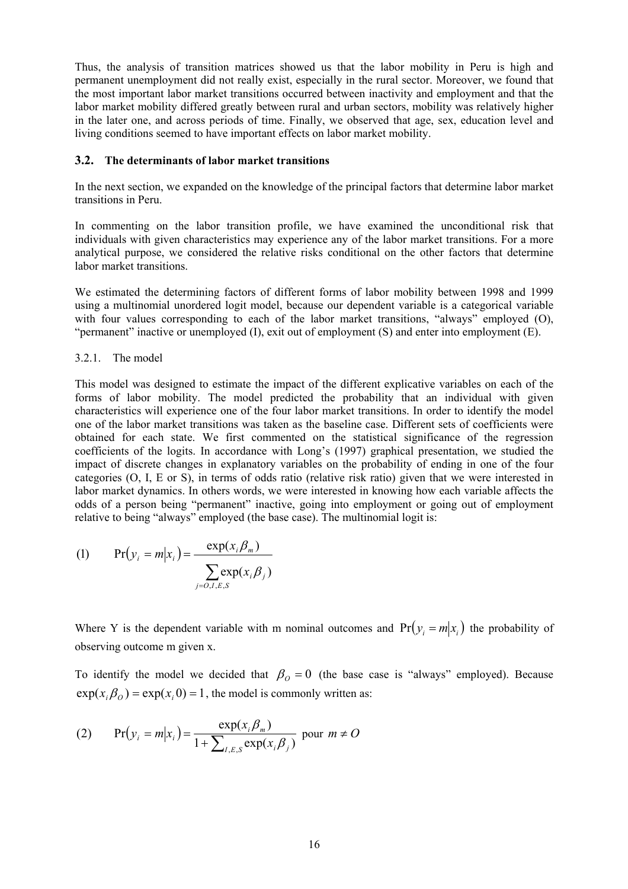Thus, the analysis of transition matrices showed us that the labor mobility in Peru is high and permanent unemployment did not really exist, especially in the rural sector. Moreover, we found that the most important labor market transitions occurred between inactivity and employment and that the labor market mobility differed greatly between rural and urban sectors, mobility was relatively higher in the later one, and across periods of time. Finally, we observed that age, sex, education level and living conditions seemed to have important effects on labor market mobility.

### 3.2. The determinants of labor market transitions

In the next section, we expanded on the knowledge of the principal factors that determine labor market transitions in Peru.

In commenting on the labor transition profile, we have examined the unconditional risk that individuals with given characteristics may experience any of the labor market transitions. For a more analytical purpose, we considered the relative risks conditional on the other factors that determine labor market transitions.

We estimated the determining factors of different forms of labor mobility between 1998 and 1999 using a multinomial unordered logit model, because our dependent variable is a categorical variable with four values corresponding to each of the labor market transitions, "always" employed (O), "permanent" inactive or unemployed (I), exit out of employment (S) and enter into employment (E).

#### 3.2.1. The model

This model was designed to estimate the impact of the different explicative variables on each of the forms of labor mobility. The model predicted the probability that an individual with given characteristics will experience one of the four labor market transitions. In order to identify the model one of the labor market transitions was taken as the baseline case. Different sets of coefficients were obtained for each state. We first commented on the statistical significance of the regression coefficients of the logits. In accordance with Long's (1997) graphical presentation, we studied the impact of discrete changes in explanatory variables on the probability of ending in one of the four categories (O, I, E or S), in terms of odds ratio (relative risk ratio) given that we were interested in labor market dynamics. In others words, we were interested in knowing how each variable affects the odds of a person being "permanent" inactive, going into employment or going out of employment relative to being "always" employed (the base case). The multinomial logit is:

$$(1) \qquad \Pr(y_i = m | x_i) = \frac{\exp(x_i \beta_m)}{\sum_{j=O,I,E,S} \exp(x_i \beta_j)}$$

Where Y is the dependent variable with m nominal outcomes and $\Pr(y_i = m | x_i)$ the probability of observing outcome m given x.

To identify the model we decided that $\beta_O = 0$ (the base case is "always" employed). Because $\exp(x_i \beta_O) = \exp(x_i 0) = 1$, the model is commonly written as:

$$(2) \qquad \Pr(y_i = m | x_i) = \frac{\exp(x_i \beta_m)}{1 + \sum_{I,E,S} \exp(x_i \beta_j)} \text{ pour } m \neq O$$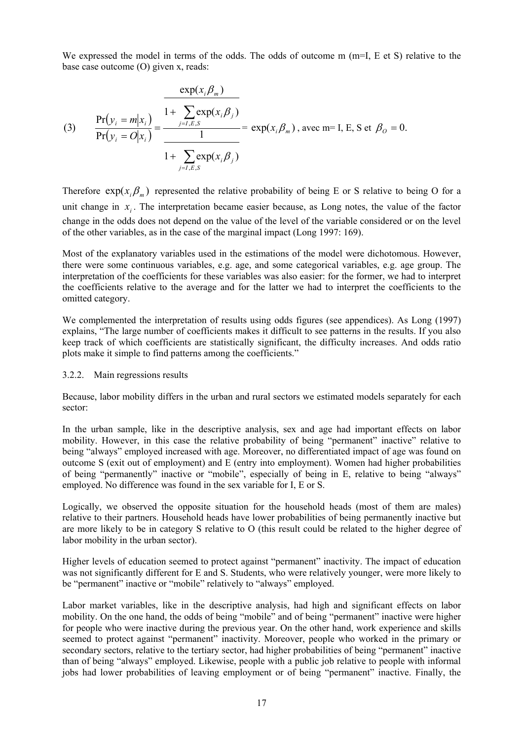We expressed the model in terms of the odds. The odds of outcome m (m=I, E et S) relative to the base case outcome (O) given x, reads:

$$
(3) \qquad \frac{\Pr(y_i = m|x_i)}{\Pr(y_i = O|x_i)} = \frac{\dfrac{\exp(x_i\beta_m)}{1+\sum_{j=I,E,S}\exp(x_i\beta_j)}}{\dfrac{1}{1+\sum_{j=I,E,S}\exp(x_i\beta_j)}} = \exp(x_i\beta_m) \text{, avec m= I, E, S et } \beta_O = 0.
$$

Therefore $\exp(x_i\beta_m)$ represented the relative probability of being E or S relative to being O for a unit change in $x_i$. The interpretation became easier because, as Long notes, the value of the factor change in the odds does not depend on the value of the level of the variable considered or on the level of the other variables, as in the case of the marginal impact (Long 1997: 169).

Most of the explanatory variables used in the estimations of the model were dichotomous. However, there were some continuous variables, e.g. age, and some categorical variables, e.g. age group. The interpretation of the coefficients for these variables was also easier: for the former, we had to interpret the coefficients relative to the average and for the latter we had to interpret the coefficients to the omitted category.

We complemented the interpretation of results using odds figures (see appendices). As Long (1997) explains, "The large number of coefficients makes it difficult to see patterns in the results. If you also keep track of which coefficients are statistically significant, the difficulty increases. And odds ratio plots make it simple to find patterns among the coefficients."

### 3.2.2. Main regressions results

Because, labor mobility differs in the urban and rural sectors we estimated models separately for each sector:

In the urban sample, like in the descriptive analysis, sex and age had important effects on labor mobility. However, in this case the relative probability of being "permanent" inactive" relative to being "always" employed increased with age. Moreover, no differentiated impact of age was found on outcome S (exit out of employment) and E (entry into employment). Women had higher probabilities of being "permanently" inactive or "mobile", especially of being in E, relative to being "always" employed. No difference was found in the sex variable for I, E or S.

Logically, we observed the opposite situation for the household heads (most of them are males) relative to their partners. Household heads have lower probabilities of being permanently inactive but are more likely to be in category S relative to O (this result could be related to the higher degree of labor mobility in the urban sector).

Higher levels of education seemed to protect against "permanent" inactivity. The impact of education was not significantly different for E and S. Students, who were relatively younger, were more likely to be "permanent" inactive or "mobile" relatively to "always" employed.

Labor market variables, like in the descriptive analysis, had high and significant effects on labor mobility. On the one hand, the odds of being "mobile" and of being "permanent" inactive were higher for people who were inactive during the previous year. On the other hand, work experience and skills seemed to protect against "permanent" inactivity. Moreover, people who worked in the primary or secondary sectors, relative to the tertiary sector, had higher probabilities of being "permanent" inactive than of being "always" employed. Likewise, people with a public job relative to people with informal jobs had lower probabilities of leaving employment or of being "permanent" inactive. Finally, the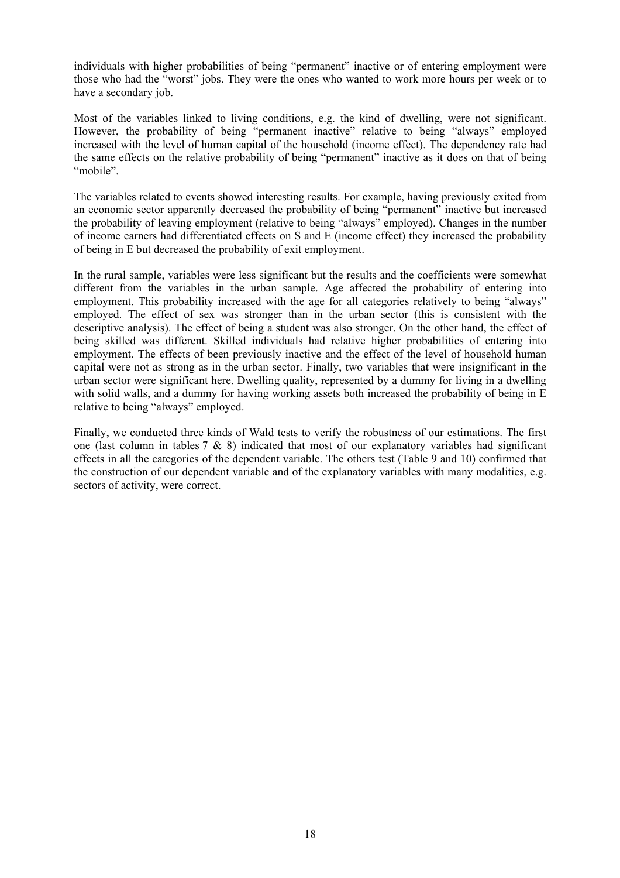individuals with higher probabilities of being "permanent" inactive or of entering employment were those who had the "worst" jobs. They were the ones who wanted to work more hours per week or to have a secondary job.

Most of the variables linked to living conditions, e.g. the kind of dwelling, were not significant. However, the probability of being "permanent inactive" relative to being "always" employed increased with the level of human capital of the household (income effect). The dependency rate had the same effects on the relative probability of being "permanent" inactive as it does on that of being "mobile".

The variables related to events showed interesting results. For example, having previously exited from an economic sector apparently decreased the probability of being "permanent" inactive but increased the probability of leaving employment (relative to being "always" employed). Changes in the number of income earners had differentiated effects on S and E (income effect) they increased the probability of being in E but decreased the probability of exit employment.

In the rural sample, variables were less significant but the results and the coefficients were somewhat different from the variables in the urban sample. Age affected the probability of entering into employment. This probability increased with the age for all categories relatively to being "always" employed. The effect of sex was stronger than in the urban sector (this is consistent with the descriptive analysis). The effect of being a student was also stronger. On the other hand, the effect of being skilled was different. Skilled individuals had relative higher probabilities of entering into employment. The effects of been previously inactive and the effect of the level of household human capital were not as strong as in the urban sector. Finally, two variables that were insignificant in the urban sector were significant here. Dwelling quality, represented by a dummy for living in a dwelling with solid walls, and a dummy for having working assets both increased the probability of being in E relative to being "always" employed.

Finally, we conducted three kinds of Wald tests to verify the robustness of our estimations. The first one (last column in tables 7 & 8) indicated that most of our explanatory variables had significant effects in all the categories of the dependent variable. The others test (Table 9 and 10) confirmed that the construction of our dependent variable and of the explanatory variables with many modalities, e.g. sectors of activity, were correct.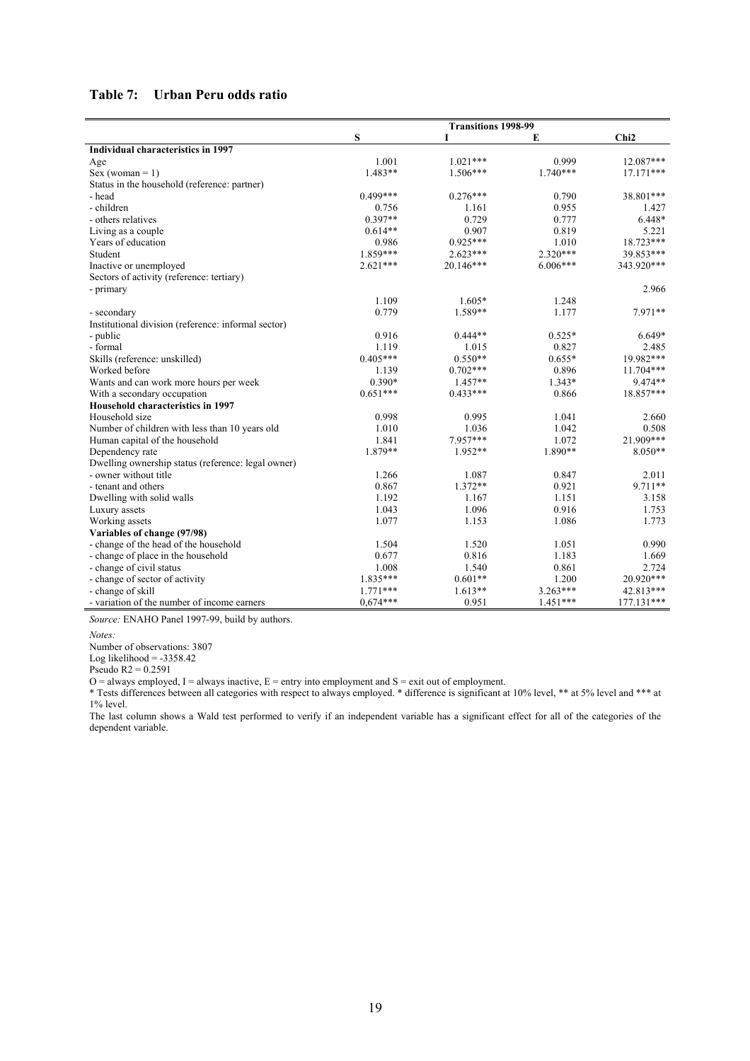### Table 7: Urban Peru odds ratio

| | Transitions 1998-99 | | | |
|---|---|---|---|---|
| | S | I | E | Chi2 |
| **Individual characteristics in 1997** | | | | |
| Age | 1.001 | 1.021*** | 0.999 | 12.087*** |
| Sex (woman = 1) | 1.483** | 1.506*** | 1.740*** | 17.171*** |
| Status in the household (reference: partner) | | | | |
| - head | 0.499*** | 0.276*** | 0.790 | 38.801*** |
| - children | 0.756 | 1.161 | 0.955 | 1.427 |
| - others relatives | 0.397** | 0.729 | 0.777 | 6.448* |
| Living as a couple | 0.614** | 0.907 | 0.819 | 5.221 |
| Years of education | 0.986 | 0.925*** | 1.010 | 18.723*** |
| Student | 1.859*** | 2.623*** | 2.320*** | 39.853*** |
| Inactive or unemployed | 2.621*** | 20.146*** | 6.006*** | 343.920*** |
| Sectors of activity (reference: tertiary) | | | | |
| - primary | 1.109 | 1.605* | 1.248 | 2.966 |
| - secondary | 0.779 | 1.589** | 1.177 | 7.971** |
| Institutional division (reference: informal sector) | | | | |
| - public | 0.916 | 0.444** | 0.525* | 6.649* |
| - formal | 1.119 | 1.015 | 0.827 | 2.485 |
| Skills (reference: unskilled) | 0.405*** | 0.550** | 0.655* | 19.982*** |
| Worked before | 1.139 | 0.702*** | 0.896 | 11.704*** |
| Wants and can work more hours per week | 0.390* | 1.457** | 1.343* | 9.474** |
| With a secondary occupation | 0.651*** | 0.433*** | 0.866 | 18.857*** |
| **Household characteristics in 1997** | | | | |
| Household size | 0.998 | 0.995 | 1.041 | 2.660 |
| Number of children with less than 10 years old | 1.010 | 1.036 | 1.042 | 0.508 |
| Human capital of the household | 1.841 | 7.957*** | 1.072 | 21.909*** |
| Dependency rate | 1.879** | 1.952** | 1.890** | 8.050** |
| Dwelling ownership status (reference: legal owner) | | | | |
| - owner without title | 1.266 | 1.087 | 0.847 | 2.011 |
| - tenant and others | 0.867 | 1.372** | 0.921 | 9.711** |
| Dwelling with solid walls | 1.192 | 1.167 | 1.151 | 3.158 |
| Luxury assets | 1.043 | 1.096 | 0.916 | 1.753 |
| Working assets | 1.077 | 1.153 | 1.086 | 1.773 |
| **Variables of change (97/98)** | | | | |
| - change of the head of the household | 1.504 | 1.520 | 1.051 | 0.990 |
| - change of place in the household | 0.677 | 0.816 | 1.183 | 1.669 |
| - change of civil status | 1.008 | 1.540 | 0.861 | 2.724 |
| - change of sector of activity | 1.835*** | 0.601** | 1.200 | 20.920*** |
| - change of skill | 1.771*** | 1.613** | 3.263*** | 42.813*** |
| - variation of the number of income earners | 0,674*** | 0.951 | 1.451*** | 177.131*** |

*Source:* ENAHO Panel 1997-99, build by authors.

*Notes:*

Number of observations: 3807

Log likelihood = -3358.42

Pseudo R2 = 0.2591

O = always employed, I = always inactive, E = entry into employment and S = exit out of employment.

* Tests differences between all categories with respect to always employed. * difference is significant at 10% level, ** at 5% level and *** at 1% level.

The last column shows a Wald test performed to verify if an independent variable has a significant effect for all of the categories of the dependent variable.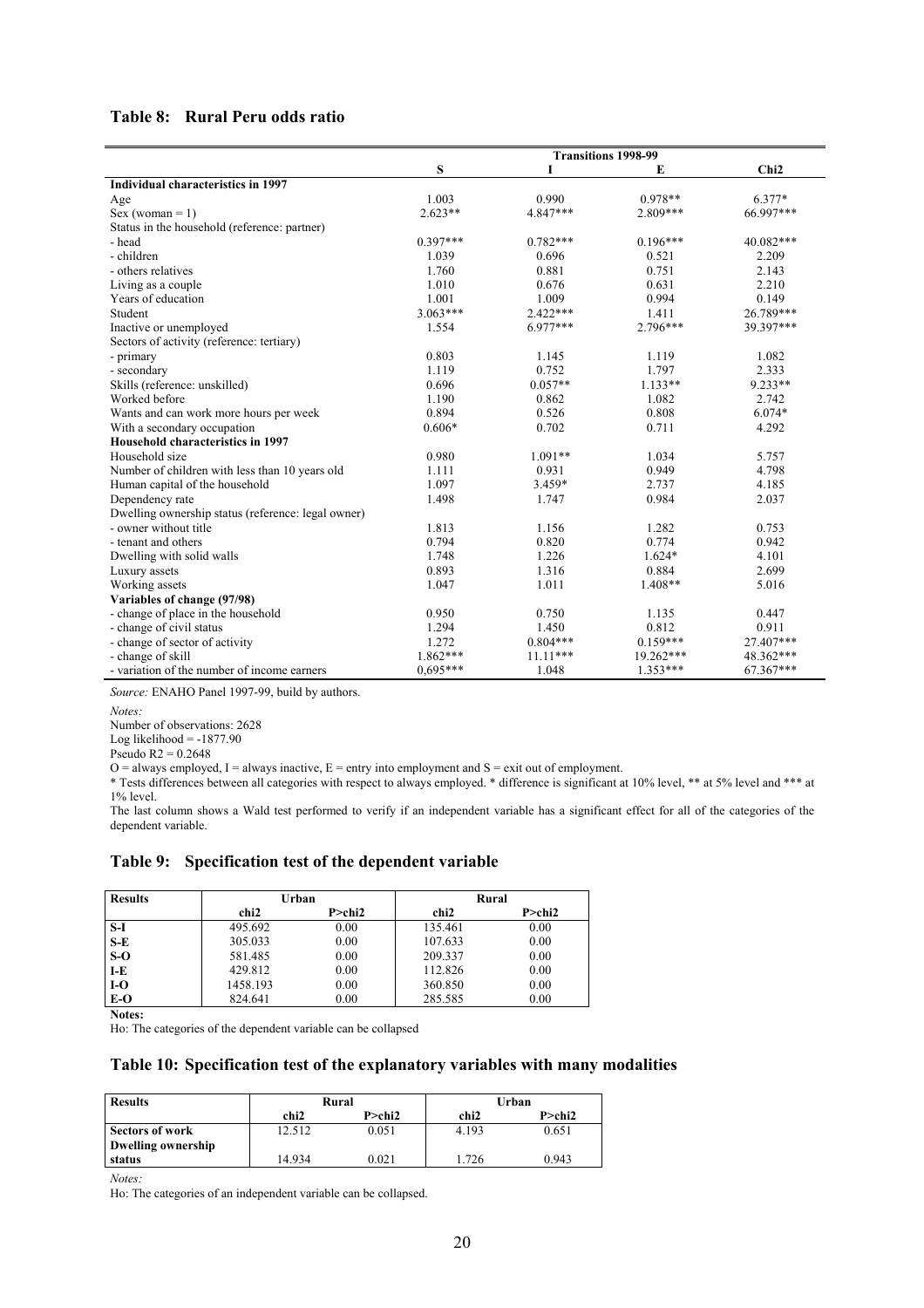### Table 8: Rural Peru odds ratio

| | Transitions 1998-99 | | | |
|---|---|---|---|---|
| | S | I | E | Chi2 |
| **Individual characteristics in 1997** | | | | |
| Age | 1.003 | 0.990 | 0.978** | 6.377* |
| Sex (woman = 1) | 2.623** | 4.847*** | 2.809*** | 66.997*** |
| Status in the household (reference: partner) | | | | |
| - head | 0.397*** | 0.782*** | 0.196*** | 40.082*** |
| - children | 1.039 | 0.696 | 0.521 | 2.209 |
| - others relatives | 1.760 | 0.881 | 0.751 | 2.143 |
| Living as a couple | 1.010 | 0.676 | 0.631 | 2.210 |
| Years of education | 1.001 | 1.009 | 0.994 | 0.149 |
| Student | 3.063*** | 2.422*** | 1.411 | 26.789*** |
| Inactive or unemployed | 1.554 | 6.977*** | 2.796*** | 39.397*** |
| Sectors of activity (reference: tertiary) | | | | |
| - primary | 0.803 | 1.145 | 1.119 | 1.082 |
| - secondary | 1.119 | 0.752 | 1.797 | 2.333 |
| Skills (reference: unskilled) | 0.696 | 0.057** | 1.133** | 9.233** |
| Worked before | 1.190 | 0.862 | 1.082 | 2.742 |
| Wants and can work more hours per week | 0.894 | 0.526 | 0.808 | 6.074* |
| With a secondary occupation | 0.606* | 0.702 | 0.711 | 4.292 |
| **Household characteristics in 1997** | | | | |
| Household size | 0.980 | 1.091** | 1.034 | 5.757 |
| Number of children with less than 10 years old | 1.111 | 0.931 | 0.949 | 4.798 |
| Human capital of the household | 1.097 | 3.459* | 2.737 | 4.185 |
| Dependency rate | 1.498 | 1.747 | 0.984 | 2.037 |
| Dwelling ownership status (reference: legal owner) | | | | |
| - owner without title | 1.813 | 1.156 | 1.282 | 0.753 |
| - tenant and others | 0.794 | 0.820 | 0.774 | 0.942 |
| Dwelling with solid walls | 1.748 | 1.226 | 1.624* | 4.101 |
| Luxury assets | 0.893 | 1.316 | 0.884 | 2.699 |
| Working assets | 1.047 | 1.011 | 1.408** | 5.016 |
| **Variables of change (97/98)** | | | | |
| - change of place in the household | 0.950 | 0.750 | 1.135 | 0.447 |
| - change of civil status | 1.294 | 1.450 | 0.812 | 0.911 |
| - change of sector of activity | 1.272 | 0.804*** | 0.159*** | 27.407*** |
| - change of skill | 1.862*** | 11.11*** | 19.262*** | 48.362*** |
| - variation of the number of income earners | 0,695*** | 1.048 | 1.353*** | 67.367*** |

*Source:* ENAHO Panel 1997-99, build by authors.

*Notes:*

Number of observations: 2628

Log likelihood = -1877.90

Pseudo R2 = 0.2648

O = always employed, I = always inactive, E = entry into employment and S = exit out of employment.

* Tests differences between all categories with respect to always employed. * difference is significant at 10% level, ** at 5% level and *** at 1% level.

The last column shows a Wald test performed to verify if an independent variable has a significant effect for all of the categories of the dependent variable.

### Table 9: Specification test of the dependent variable

| Results | Urban | | Rural | |
|---|---|---|---|---|
| | chi2 | P>chi2 | chi2 | P>chi2 |
| S-I | 495.692 | 0.00 | 135.461 | 0.00 |
| S-E | 305.033 | 0.00 | 107.633 | 0.00 |
| S-O | 581.485 | 0.00 | 209.337 | 0.00 |
| I-E | 429.812 | 0.00 | 112.826 | 0.00 |
| I-O | 1458.193 | 0.00 | 360.850 | 0.00 |
| E-O | 824.641 | 0.00 | 285.585 | 0.00 |

**Notes:**

Ho: The categories of the dependent variable can be collapsed

### Table 10: Specification test of the explanatory variables with many modalities

| Results | Rural | | Urban | |
|---|---|---|---|---|
| | chi2 | P>chi2 | chi2 | P>chi2 |
| **Sectors of work** | 12.512 | 0.051 | 4.193 | 0.651 |
| **Dwelling ownership status** | 14.934 | 0.021 | 1.726 | 0.943 |

*Notes:*

Ho: The categories of an independent variable can be collapsed.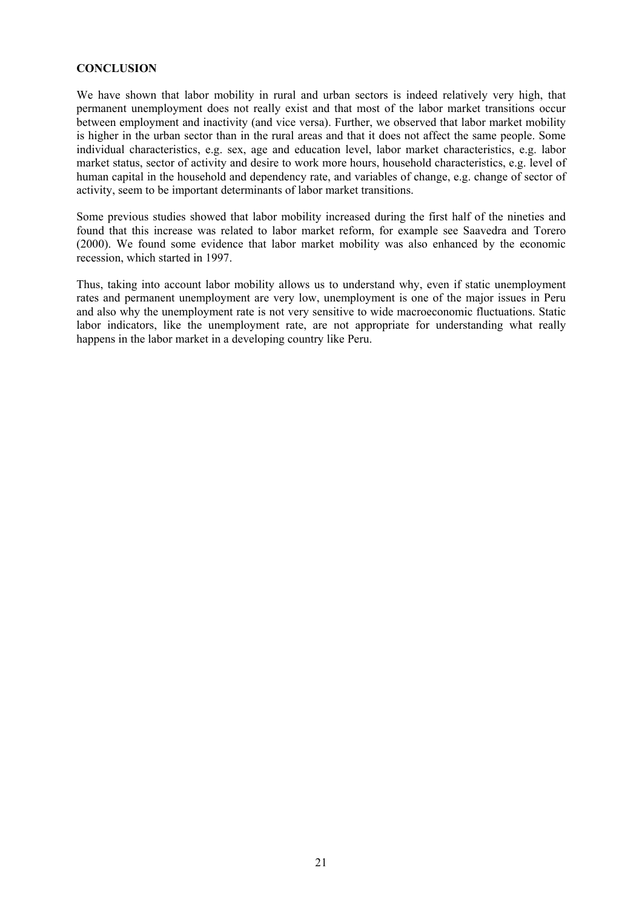**CONCLUSION**

We have shown that labor mobility in rural and urban sectors is indeed relatively very high, that permanent unemployment does not really exist and that most of the labor market transitions occur between employment and inactivity (and vice versa). Further, we observed that labor market mobility is higher in the urban sector than in the rural areas and that it does not affect the same people. Some individual characteristics, e.g. sex, age and education level, labor market characteristics, e.g. labor market status, sector of activity and desire to work more hours, household characteristics, e.g. level of human capital in the household and dependency rate, and variables of change, e.g. change of sector of activity, seem to be important determinants of labor market transitions.

Some previous studies showed that labor mobility increased during the first half of the nineties and found that this increase was related to labor market reform, for example see Saavedra and Torero (2000). We found some evidence that labor market mobility was also enhanced by the economic recession, which started in 1997.

Thus, taking into account labor mobility allows us to understand why, even if static unemployment rates and permanent unemployment are very low, unemployment is one of the major issues in Peru and also why the unemployment rate is not very sensitive to wide macroeconomic fluctuations. Static labor indicators, like the unemployment rate, are not appropriate for understanding what really happens in the labor market in a developing country like Peru.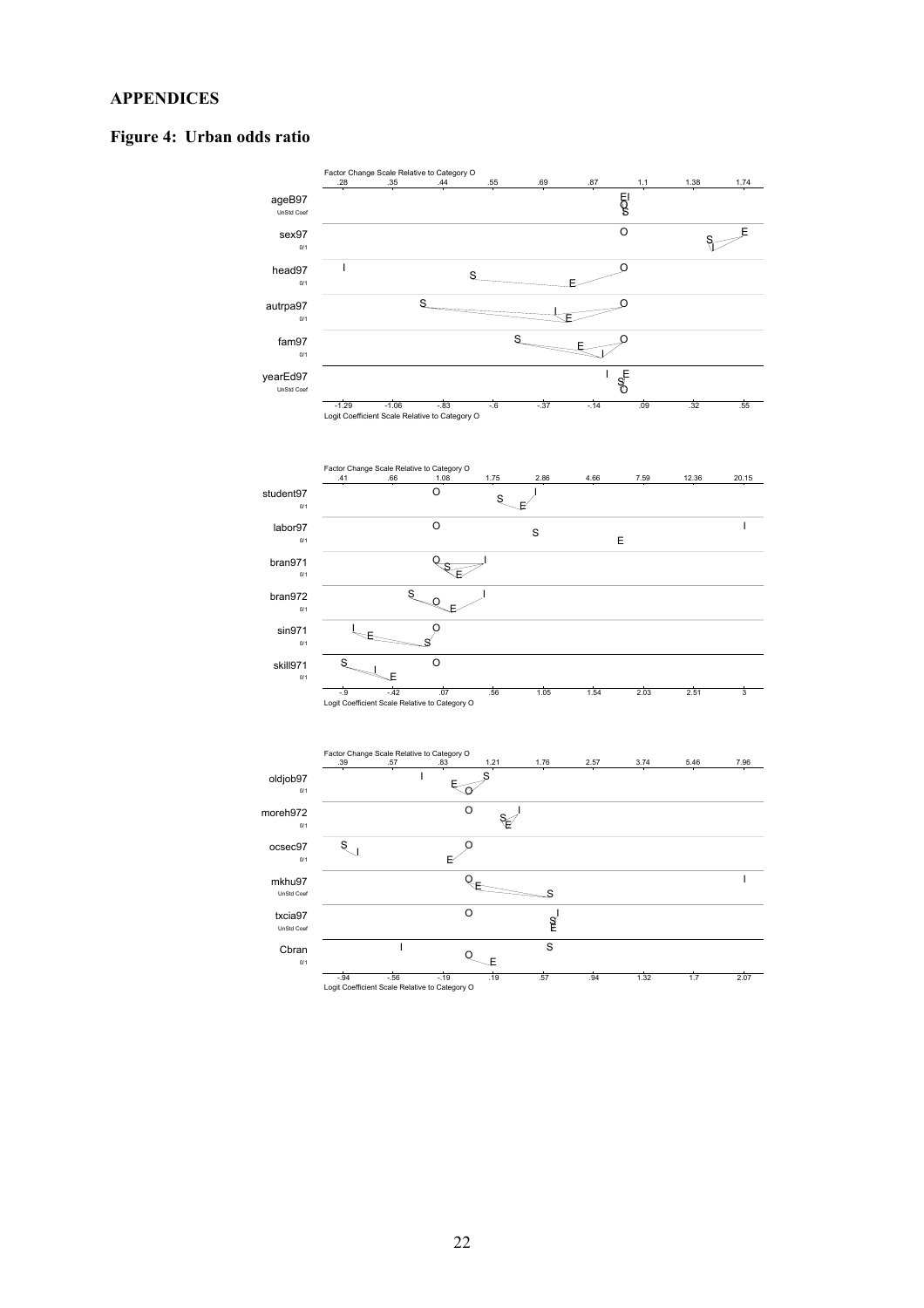## APPENDICES

### Figure 4: Urban odds ratio

Factor Change Scale Relative to Category O

.28 .35 .44 .55 .69 .87 1.1 1.38 1.74

ageB97
UnStd Coef

sex97
0/1

head97
0/1

autrpa97
0/1

fam97
0/1

yearEd97
UnStd Coef

-1.29 -1.06 -.83 -.6 -.37 -.14 .09 .32 .55

Logit Coefficient Scale Relative to Category O

Factor Change Scale Relative to Category O

.41 .66 1.08 1.75 2.86 4.66 7.59 12.36 20.15

student97
0/1

labor97
0/1

bran971
0/1

bran972
0/1

sin971
0/1

skill971
0/1

-.9 -.42 .07 .56 1.05 1.54 2.03 2.51 3

Logit Coefficient Scale Relative to Category O

Factor Change Scale Relative to Category O

.39 .57 .83 1.21 1.76 2.57 3.74 5.46 7.96

oldjob97
0/1

moreh972
0/1

ocsec97
0/1

mkhu97
UnStd Coef

txcia97
UnStd Coef

Cbran
0/1

-.94 -.56 -.19 .19 .57 .94 1.32 1.7 2.07

Logit Coefficient Scale Relative to Category O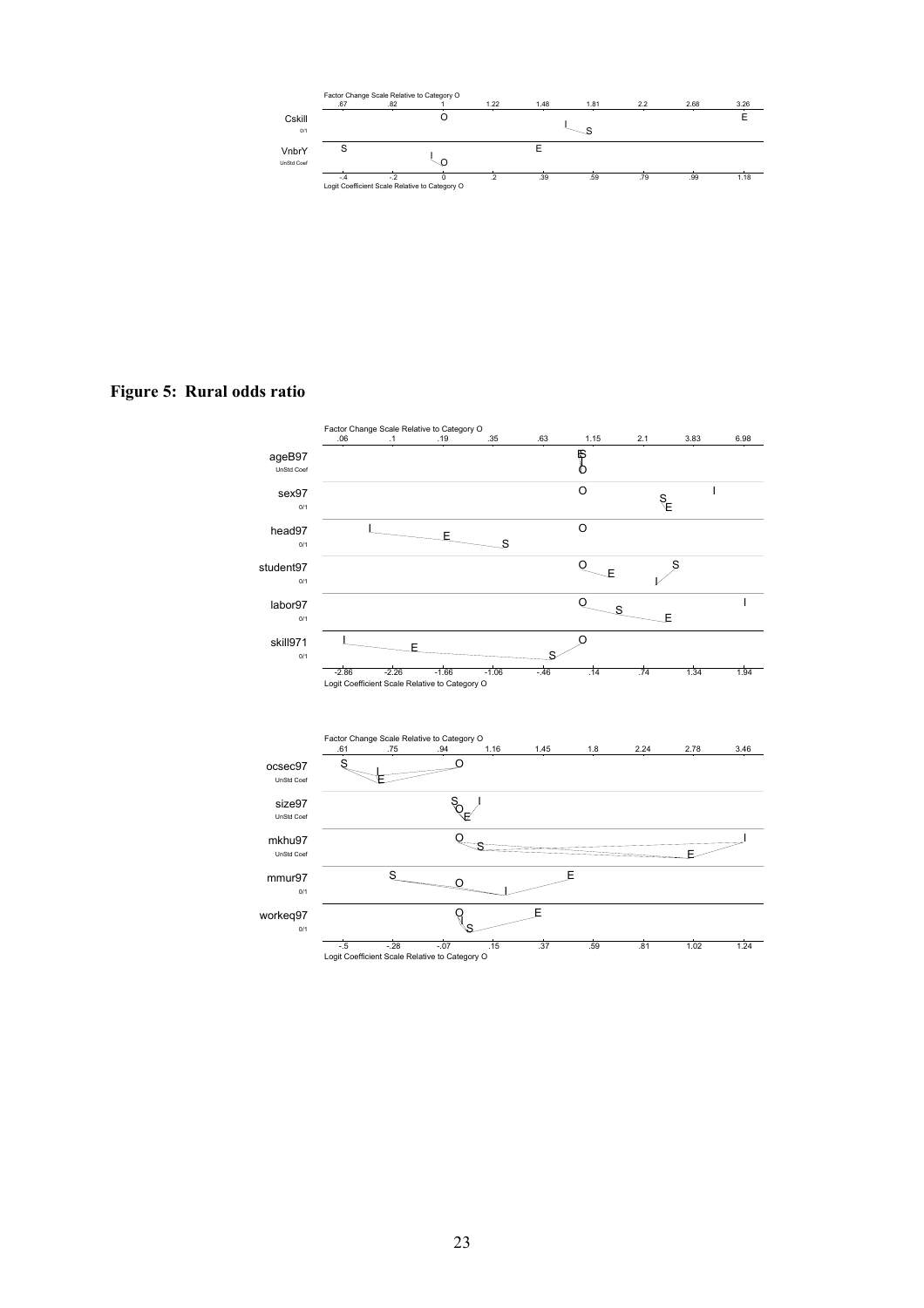Factor Change Scale Relative to Category O

.67 .82 1 1.22 1.48 1.81 2.2 2.68 3.26

Cskill 0/1

VnbrY UnStd Coef

-.4 -.2 0 .2 .39 .59 .79 .99 1.18

Logit Coefficient Scale Relative to Category O

**Figure 5: Rural odds ratio**

Factor Change Scale Relative to Category O

.06 .1 .19 .35 .63 1.15 2.1 3.83 6.98

ageB97 UnStd Coef

sex97 0/1

head97 0/1

student97 0/1

labor97 0/1

skill971 0/1

-2.86 -2.26 -1.66 -1.06 -.46 .14 .74 1.34 1.94

Logit Coefficient Scale Relative to Category O

Factor Change Scale Relative to Category O

.61 .75 .94 1.16 1.45 1.8 2.24 2.78 3.46

ocsec97 UnStd Coef

size97 UnStd Coef

mkhu97 UnStd Coef

mmur97 0/1

workeq97 0/1

-.5 -.28 -.07 .15 .37 .59 .81 1.02 1.24

Logit Coefficient Scale Relative to Category O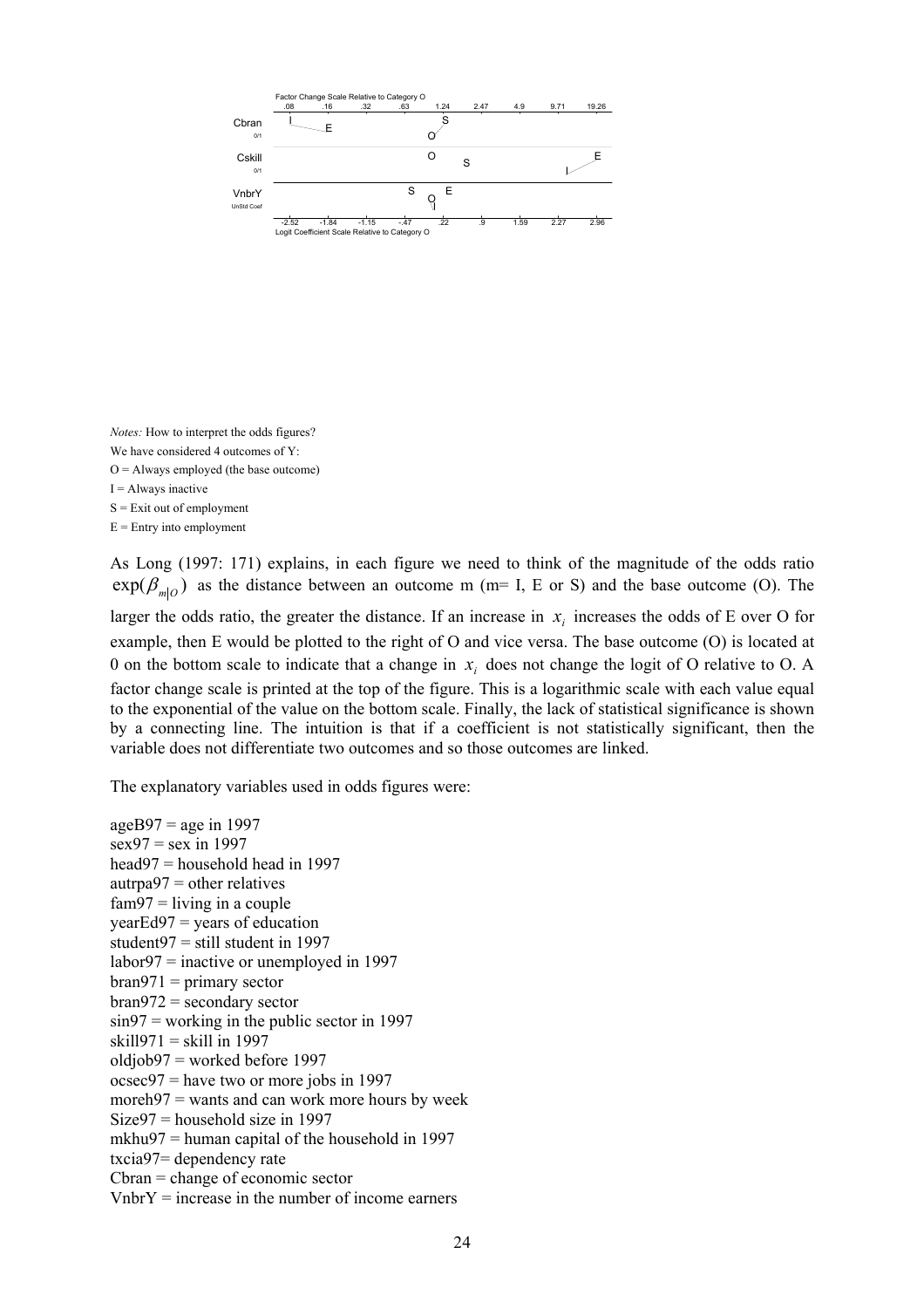Factor Change Scale Relative to Category O

| | .08 | .16 | .32 | .63 | 1.24 | 2.47 | 4.9 | 9.71 | 19.26 |
|---|---|---|---|---|---|---|---|---|---|

Cbran (0/1)

Cskill (0/1)

VnbrY (UnStd Coef)

| -2.52 | -1.84 | -1.15 | -.47 | .22 | .9 | 1.59 | 2.27 | 2.96 |
|---|---|---|---|---|---|---|---|---|

Logit Coefficient Scale Relative to Category O

*Notes:* How to interpret the odds figures?

We have considered 4 outcomes of Y:

O = Always employed (the base outcome)

I = Always inactive

S = Exit out of employment

E = Entry into employment

As Long (1997: 171) explains, in each figure we need to think of the magnitude of the odds ratio $\exp(\beta_{m|O})$ as the distance between an outcome m (m= I, E or S) and the base outcome (O). The larger the odds ratio, the greater the distance. If an increase in $x_i$ increases the odds of E over O for example, then E would be plotted to the right of O and vice versa. The base outcome (O) is located at 0 on the bottom scale to indicate that a change in $x_i$ does not change the logit of O relative to O. A factor change scale is printed at the top of the figure. This is a logarithmic scale with each value equal to the exponential of the value on the bottom scale. Finally, the lack of statistical significance is shown by a connecting line. The intuition is that if a coefficient is not statistically significant, then the variable does not differentiate two outcomes and so those outcomes are linked.

The explanatory variables used in odds figures were:

ageB97 = age in 1997
sex97 = sex in 1997
head97 = household head in 1997
autrpa97 = other relatives
fam97 = living in a couple
yearEd97 = years of education
student97 = still student in 1997
labor97 = inactive or unemployed in 1997
bran971 = primary sector
bran972 = secondary sector
sin97 = working in the public sector in 1997
skill971 = skill in 1997
oldjob97 = worked before 1997
ocsec97 = have two or more jobs in 1997
moreh97 = wants and can work more hours by week
Size97 = household size in 1997
mkhu97 = human capital of the household in 1997
txcia97= dependency rate
Cbran = change of economic sector
VnbrY = increase in the number of income earners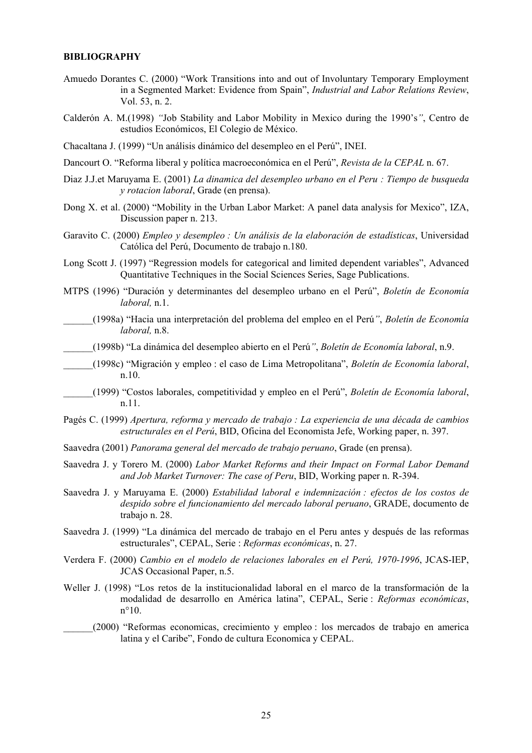**BIBLIOGRAPHY**

Amuedo Dorantes C. (2000) "Work Transitions into and out of Involuntary Temporary Employment in a Segmented Market: Evidence from Spain", *Industrial and Labor Relations Review*, Vol. 53, n. 2.

Calderón A. M.(1998) *"*Job Stability and Labor Mobility in Mexico during the 1990's*"*, Centro de estudios Económicos, El Colegio de México.

Chacaltana J. (1999) "Un análisis dinámico del desempleo en el Perú", INEI.

Dancourt O. "Reforma liberal y política macroeconómica en el Perú", *Revista de la CEPAL* n. 67.

Diaz J.J.et Maruyama E. (2001) *La dinamica del desempleo urbano en el Peru : Tiempo de busqueda y rotacion laboraI*, Grade (en prensa).

Dong X. et al. (2000) "Mobility in the Urban Labor Market: A panel data analysis for Mexico", IZA, Discussion paper n. 213.

Garavito C. (2000) *Empleo y desempleo : Un análisis de la elaboración de estadísticas*, Universidad Católica del Perú, Documento de trabajo n.180.

Long Scott J. (1997) "Regression models for categorical and limited dependent variables", Advanced Quantitative Techniques in the Social Sciences Series, Sage Publications.

MTPS (1996) "Duración y determinantes del desempleo urbano en el Perú", *Boletín de Economía laboral,* n.1.

______(1998a) "Hacia una interpretación del problema del empleo en el Perú*"*, *Boletín de Economía laboral,* n.8.

______(1998b) "La dinámica del desempleo abierto en el Perú*"*, *Boletín de Economía laboral*, n.9.

______(1998c) "Migración y empleo : el caso de Lima Metropolitana", *Boletín de Economía laboral*, n.10.

______(1999) "Costos laborales, competitividad y empleo en el Perú", *Boletín de Economía laboral*, n.11.

Pagés C. (1999) *Apertura, reforma y mercado de trabajo : La experiencia de una década de cambios estructurales en el Perú*, BID, Oficina del Economista Jefe, Working paper, n. 397.

Saavedra (2001) *Panorama general del mercado de trabajo peruano*, Grade (en prensa).

Saavedra J. y Torero M. (2000) *Labor Market Reforms and their Impact on Formal Labor Demand and Job Market Turnover: The case of Peru*, BID, Working paper n. R-394.

Saavedra J. y Maruyama E. (2000) *Estabilidad laboral e indemnización : efectos de los costos de despido sobre el funcionamiento del mercado laboral peruano*, GRADE, documento de trabajo n. 28.

Saavedra J. (1999) "La dinámica del mercado de trabajo en el Peru antes y después de las reformas estructurales", CEPAL, Serie : *Reformas económicas*, n. 27.

Verdera F. (2000) *Cambio en el modelo de relaciones laborales en el Perú, 1970-1996*, JCAS-IEP, JCAS Occasional Paper, n.5.

Weller J. (1998) "Los retos de la institucionalidad laboral en el marco de la transformación de la modalidad de desarrollo en América latina", CEPAL, Serie : *Reformas económicas*, n°10.

______(2000) "Reformas economicas, crecimiento y empleo : los mercados de trabajo en america latina y el Caribe", Fondo de cultura Economica y CEPAL.